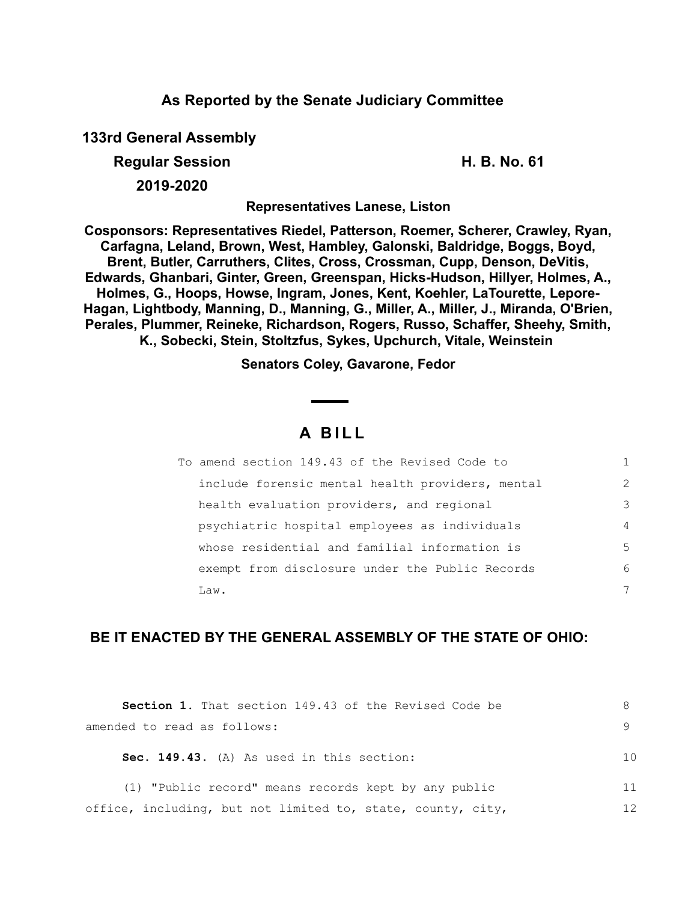## As Reported by the Senate Judiciary Committee

**133rd General Assembly**

**Regular Session** **H. B. No. 61**

**2019-2020**

**Representatives Lanese, Liston**

**Cosponsors: Representatives Riedel, Patterson, Roemer, Scherer, Crawley, Ryan, Carfagna, Leland, Brown, West, Hambley, Galonski, Baldridge, Boggs, Boyd, Brent, Butler, Carruthers, Clites, Cross, Crossman, Cupp, Denson, DeVitis, Edwards, Ghanbari, Ginter, Green, Greenspan, Hicks-Hudson, Hillyer, Holmes, A., Holmes, G., Hoops, Howse, Ingram, Jones, Kent, Koehler, LaTourette, Lepore-Hagan, Lightbody, Manning, D., Manning, G., Miller, A., Miller, J., Miranda, O'Brien, Perales, Plummer, Reineke, Richardson, Rogers, Russo, Schaffer, Sheehy, Smith, K., Sobecki, Stein, Stoltzfus, Sykes, Upchurch, Vitale, Weinstein**

**Senators Coley, Gavarone, Fedor**

# A BILL

To amend section 149.43 of the Revised Code to include forensic mental health providers, mental health evaluation providers, and regional psychiatric hospital employees as individuals whose residential and familial information is exempt from disclosure under the Public Records Law.

## BE IT ENACTED BY THE GENERAL ASSEMBLY OF THE STATE OF OHIO:

**Section 1.** That section 149.43 of the Revised Code be amended to read as follows:

**Sec. 149.43.** (A) As used in this section:

(1) "Public record" means records kept by any public office, including, but not limited to, state, county, city,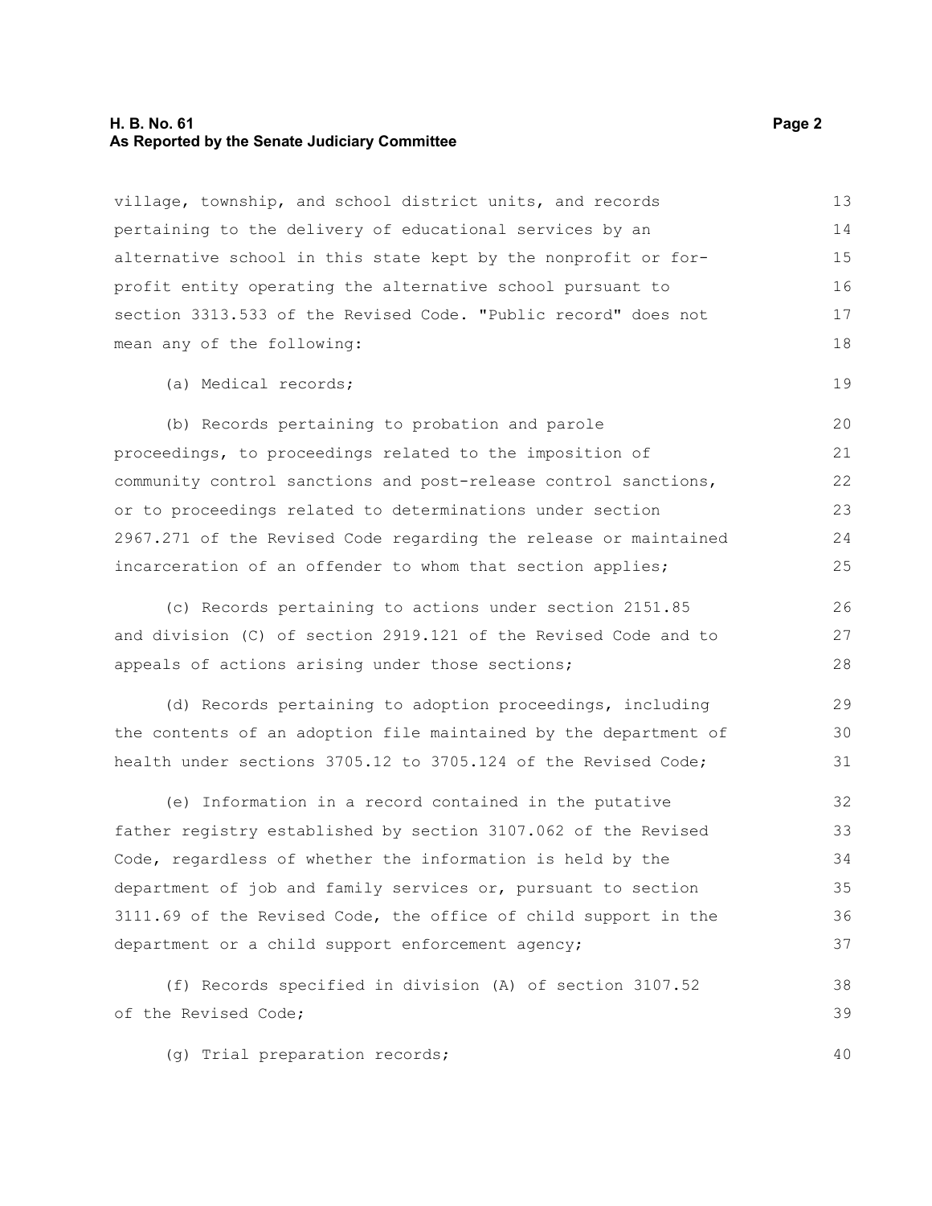village, township, and school district units, and records pertaining to the delivery of educational services by an alternative school in this state kept by the nonprofit or for-profit entity operating the alternative school pursuant to section 3313.533 of the Revised Code. "Public record" does not mean any of the following:

(a) Medical records;

(b) Records pertaining to probation and parole proceedings, to proceedings related to the imposition of community control sanctions and post-release control sanctions, or to proceedings related to determinations under section 2967.271 of the Revised Code regarding the release or maintained incarceration of an offender to whom that section applies;

(c) Records pertaining to actions under section 2151.85 and division (C) of section 2919.121 of the Revised Code and to appeals of actions arising under those sections;

(d) Records pertaining to adoption proceedings, including the contents of an adoption file maintained by the department of health under sections 3705.12 to 3705.124 of the Revised Code;

(e) Information in a record contained in the putative father registry established by section 3107.062 of the Revised Code, regardless of whether the information is held by the department of job and family services or, pursuant to section 3111.69 of the Revised Code, the office of child support in the department or a child support enforcement agency;

(f) Records specified in division (A) of section 3107.52 of the Revised Code;

(g) Trial preparation records;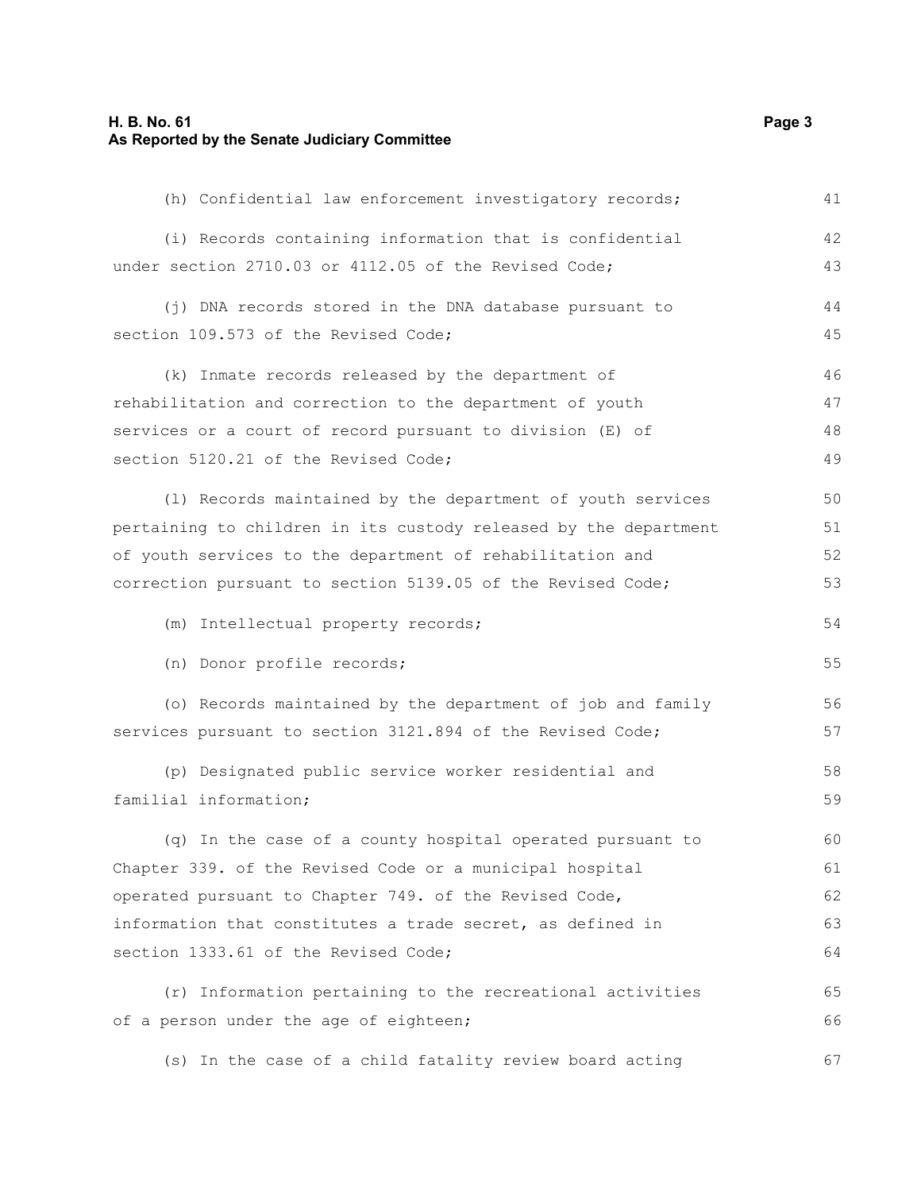(h) Confidential law enforcement investigatory records;

(i) Records containing information that is confidential under section 2710.03 or 4112.05 of the Revised Code;

(j) DNA records stored in the DNA database pursuant to section 109.573 of the Revised Code;

(k) Inmate records released by the department of rehabilitation and correction to the department of youth services or a court of record pursuant to division (E) of section 5120.21 of the Revised Code;

(l) Records maintained by the department of youth services pertaining to children in its custody released by the department of youth services to the department of rehabilitation and correction pursuant to section 5139.05 of the Revised Code;

(m) Intellectual property records;

(n) Donor profile records;

(o) Records maintained by the department of job and family services pursuant to section 3121.894 of the Revised Code;

(p) Designated public service worker residential and familial information;

(q) In the case of a county hospital operated pursuant to Chapter 339. of the Revised Code or a municipal hospital operated pursuant to Chapter 749. of the Revised Code, information that constitutes a trade secret, as defined in section 1333.61 of the Revised Code;

(r) Information pertaining to the recreational activities of a person under the age of eighteen;

(s) In the case of a child fatality review board acting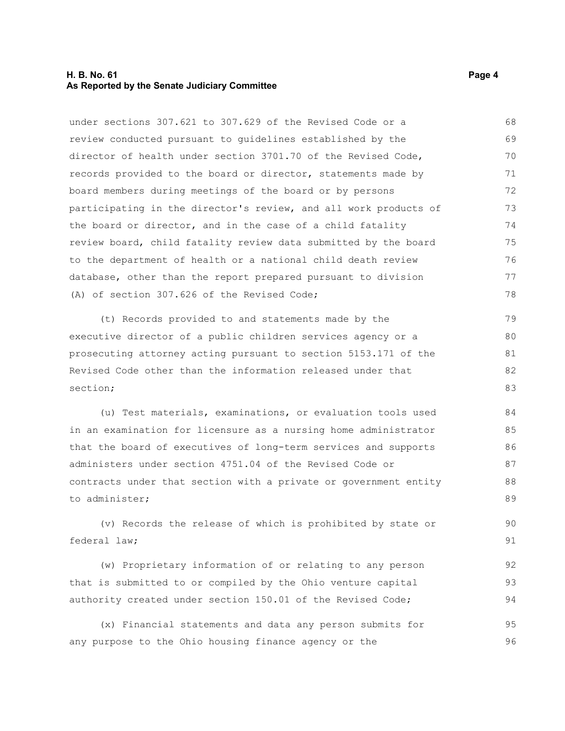under sections 307.621 to 307.629 of the Revised Code or a review conducted pursuant to guidelines established by the director of health under section 3701.70 of the Revised Code, records provided to the board or director, statements made by board members during meetings of the board or by persons participating in the director's review, and all work products of the board or director, and in the case of a child fatality review board, child fatality review data submitted by the board to the department of health or a national child death review database, other than the report prepared pursuant to division (A) of section 307.626 of the Revised Code;

(t) Records provided to and statements made by the executive director of a public children services agency or a prosecuting attorney acting pursuant to section 5153.171 of the Revised Code other than the information released under that section;

(u) Test materials, examinations, or evaluation tools used in an examination for licensure as a nursing home administrator that the board of executives of long-term services and supports administers under section 4751.04 of the Revised Code or contracts under that section with a private or government entity to administer;

(v) Records the release of which is prohibited by state or federal law;

(w) Proprietary information of or relating to any person that is submitted to or compiled by the Ohio venture capital authority created under section 150.01 of the Revised Code;

(x) Financial statements and data any person submits for any purpose to the Ohio housing finance agency or the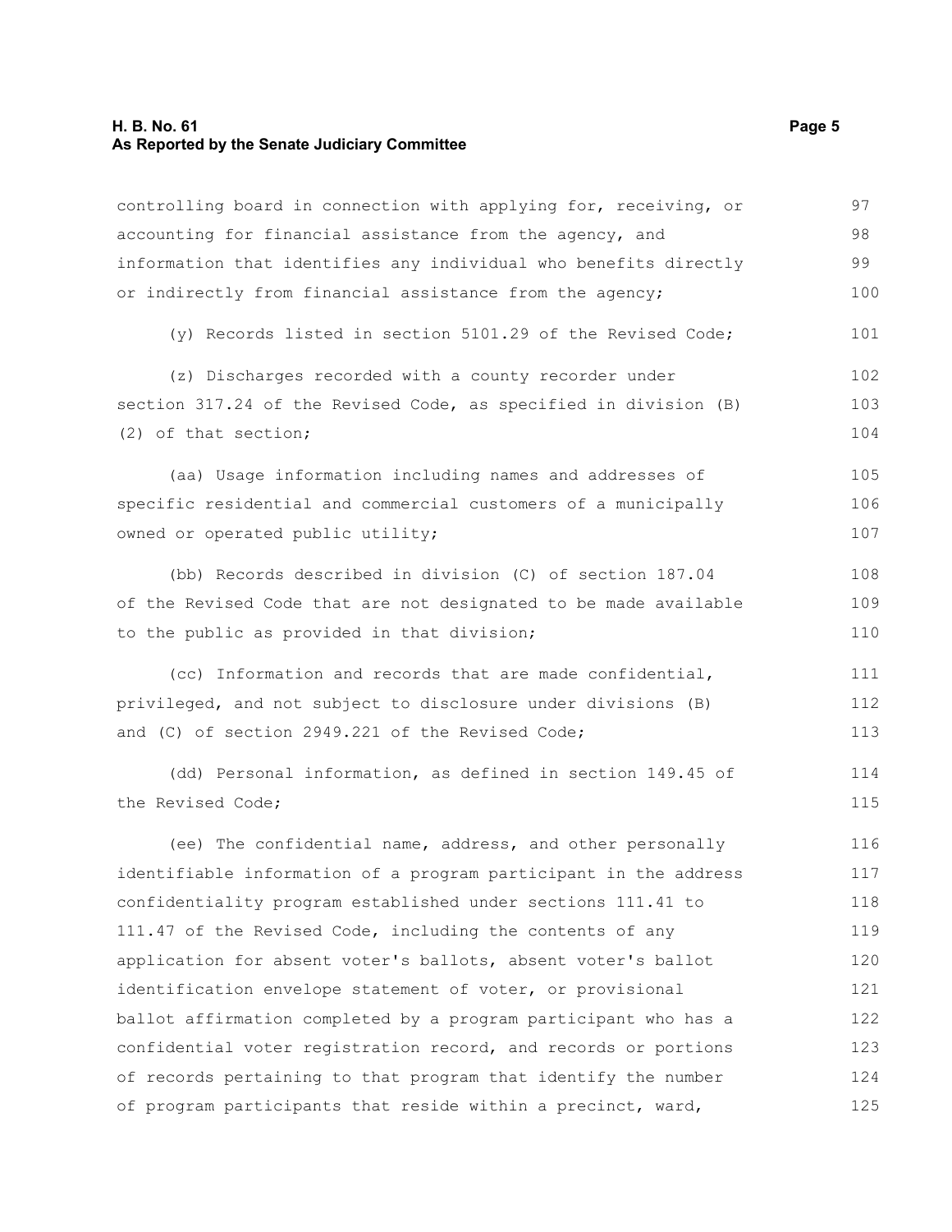controlling board in connection with applying for, receiving, or accounting for financial assistance from the agency, and information that identifies any individual who benefits directly or indirectly from financial assistance from the agency;

(y) Records listed in section 5101.29 of the Revised Code;

(z) Discharges recorded with a county recorder under section 317.24 of the Revised Code, as specified in division (B)(2) of that section;

(aa) Usage information including names and addresses of specific residential and commercial customers of a municipally owned or operated public utility;

(bb) Records described in division (C) of section 187.04 of the Revised Code that are not designated to be made available to the public as provided in that division;

(cc) Information and records that are made confidential, privileged, and not subject to disclosure under divisions (B) and (C) of section 2949.221 of the Revised Code;

(dd) Personal information, as defined in section 149.45 of the Revised Code;

(ee) The confidential name, address, and other personally identifiable information of a program participant in the address confidentiality program established under sections 111.41 to 111.47 of the Revised Code, including the contents of any application for absent voter's ballots, absent voter's ballot identification envelope statement of voter, or provisional ballot affirmation completed by a program participant who has a confidential voter registration record, and records or portions of records pertaining to that program that identify the number of program participants that reside within a precinct, ward,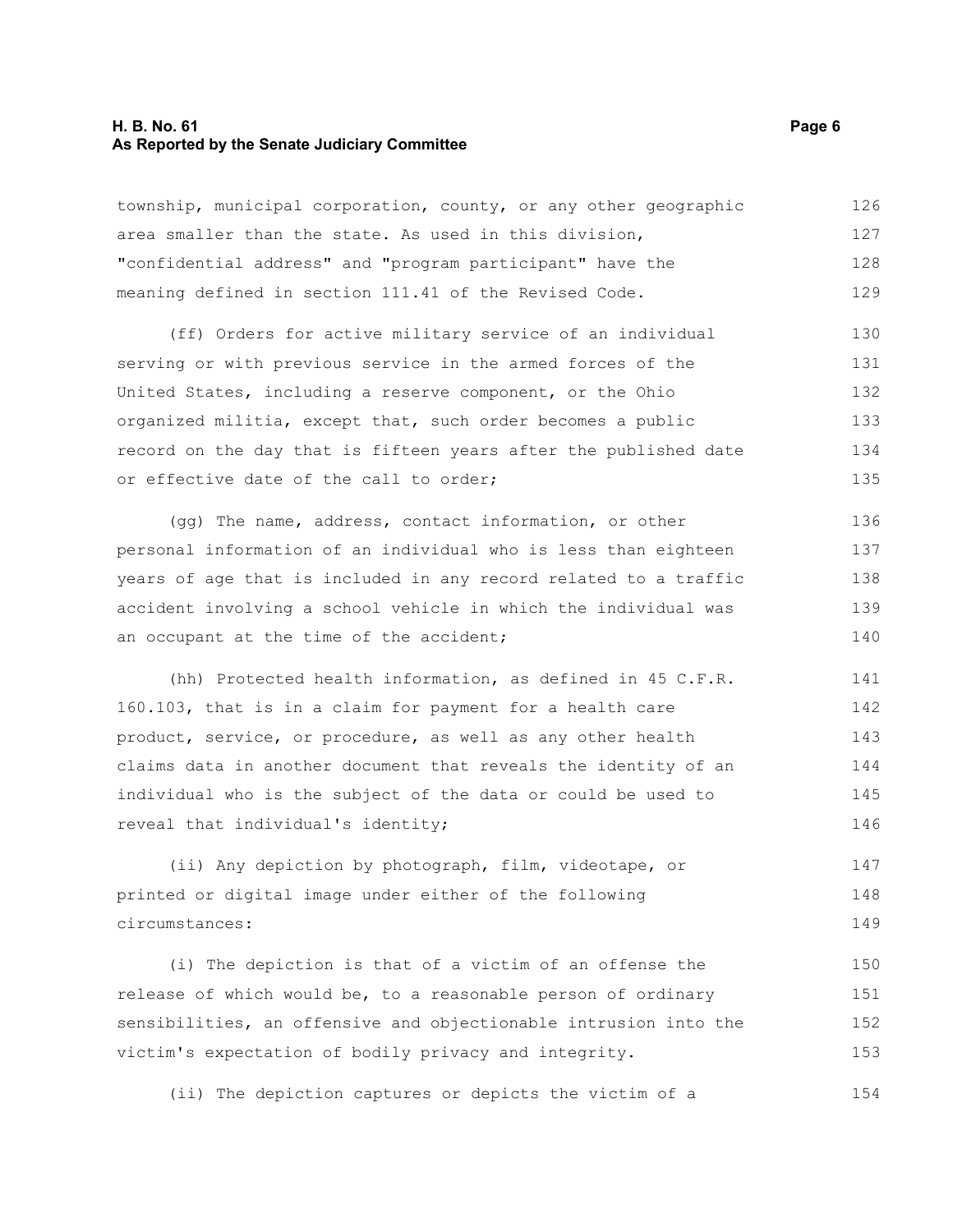township, municipal corporation, county, or any other geographic area smaller than the state. As used in this division, "confidential address" and "program participant" have the meaning defined in section 111.41 of the Revised Code.

(ff) Orders for active military service of an individual serving or with previous service in the armed forces of the United States, including a reserve component, or the Ohio organized militia, except that, such order becomes a public record on the day that is fifteen years after the published date or effective date of the call to order;

(gg) The name, address, contact information, or other personal information of an individual who is less than eighteen years of age that is included in any record related to a traffic accident involving a school vehicle in which the individual was an occupant at the time of the accident;

(hh) Protected health information, as defined in 45 C.F.R. 160.103, that is in a claim for payment for a health care product, service, or procedure, as well as any other health claims data in another document that reveals the identity of an individual who is the subject of the data or could be used to reveal that individual's identity;

(ii) Any depiction by photograph, film, videotape, or printed or digital image under either of the following circumstances:

(i) The depiction is that of a victim of an offense the release of which would be, to a reasonable person of ordinary sensibilities, an offensive and objectionable intrusion into the victim's expectation of bodily privacy and integrity.

(ii) The depiction captures or depicts the victim of a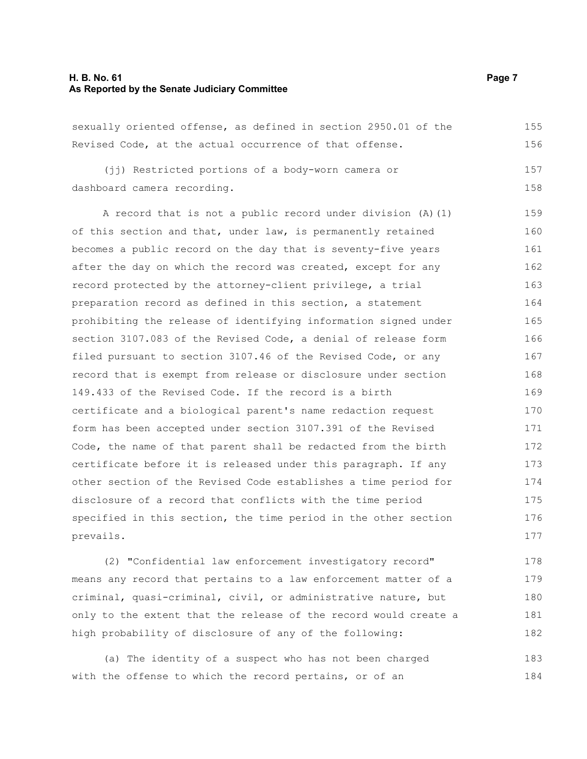sexually oriented offense, as defined in section 2950.01 of the Revised Code, at the actual occurrence of that offense.

(jj) Restricted portions of a body-worn camera or dashboard camera recording.

A record that is not a public record under division (A)(1) of this section and that, under law, is permanently retained becomes a public record on the day that is seventy-five years after the day on which the record was created, except for any record protected by the attorney-client privilege, a trial preparation record as defined in this section, a statement prohibiting the release of identifying information signed under section 3107.083 of the Revised Code, a denial of release form filed pursuant to section 3107.46 of the Revised Code, or any record that is exempt from release or disclosure under section 149.433 of the Revised Code. If the record is a birth certificate and a biological parent's name redaction request form has been accepted under section 3107.391 of the Revised Code, the name of that parent shall be redacted from the birth certificate before it is released under this paragraph. If any other section of the Revised Code establishes a time period for disclosure of a record that conflicts with the time period specified in this section, the time period in the other section prevails.

(2) "Confidential law enforcement investigatory record" means any record that pertains to a law enforcement matter of a criminal, quasi-criminal, civil, or administrative nature, but only to the extent that the release of the record would create a high probability of disclosure of any of the following:

(a) The identity of a suspect who has not been charged with the offense to which the record pertains, or of an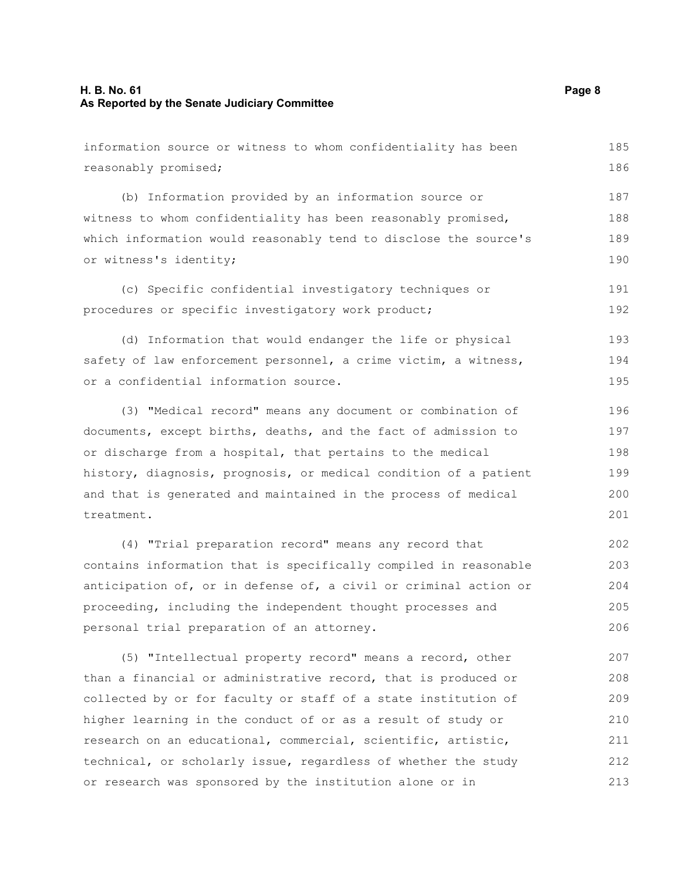information source or witness to whom confidentiality has been reasonably promised;

(b) Information provided by an information source or witness to whom confidentiality has been reasonably promised, which information would reasonably tend to disclose the source's or witness's identity;

(c) Specific confidential investigatory techniques or procedures or specific investigatory work product;

(d) Information that would endanger the life or physical safety of law enforcement personnel, a crime victim, a witness, or a confidential information source.

(3) "Medical record" means any document or combination of documents, except births, deaths, and the fact of admission to or discharge from a hospital, that pertains to the medical history, diagnosis, prognosis, or medical condition of a patient and that is generated and maintained in the process of medical treatment.

(4) "Trial preparation record" means any record that contains information that is specifically compiled in reasonable anticipation of, or in defense of, a civil or criminal action or proceeding, including the independent thought processes and personal trial preparation of an attorney.

(5) "Intellectual property record" means a record, other than a financial or administrative record, that is produced or collected by or for faculty or staff of a state institution of higher learning in the conduct of or as a result of study or research on an educational, commercial, scientific, artistic, technical, or scholarly issue, regardless of whether the study or research was sponsored by the institution alone or in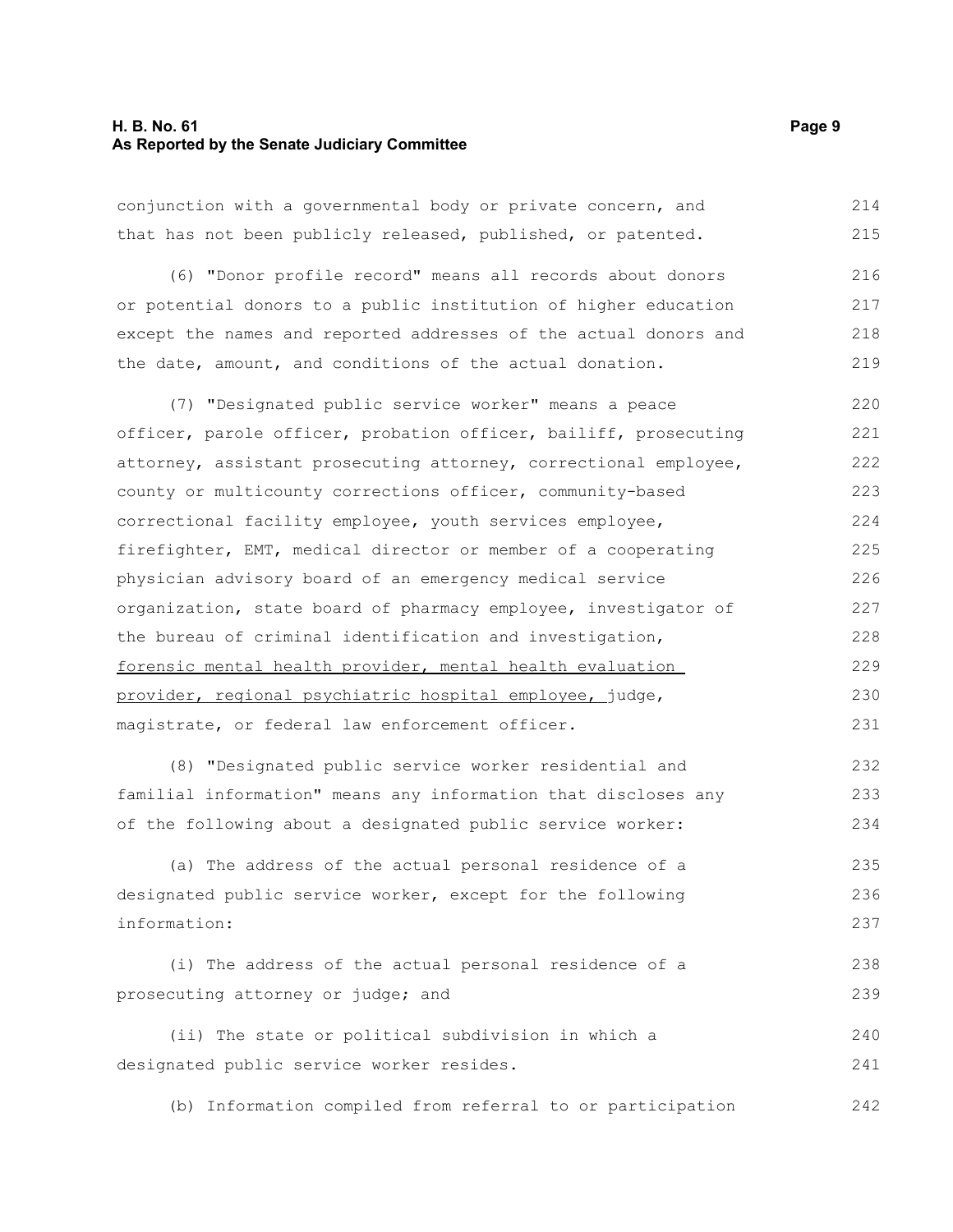conjunction with a governmental body or private concern, and that has not been publicly released, published, or patented.

(6) "Donor profile record" means all records about donors or potential donors to a public institution of higher education except the names and reported addresses of the actual donors and the date, amount, and conditions of the actual donation.

(7) "Designated public service worker" means a peace officer, parole officer, probation officer, bailiff, prosecuting attorney, assistant prosecuting attorney, correctional employee, county or multicounty corrections officer, community-based correctional facility employee, youth services employee, firefighter, EMT, medical director or member of a cooperating physician advisory board of an emergency medical service organization, state board of pharmacy employee, investigator of the bureau of criminal identification and investigation, <u>forensic mental health provider, mental health evaluation provider, regional psychiatric hospital employee, </u>judge, magistrate, or federal law enforcement officer.

(8) "Designated public service worker residential and familial information" means any information that discloses any of the following about a designated public service worker:

(a) The address of the actual personal residence of a designated public service worker, except for the following information:

(i) The address of the actual personal residence of a prosecuting attorney or judge; and

(ii) The state or political subdivision in which a designated public service worker resides.

(b) Information compiled from referral to or participation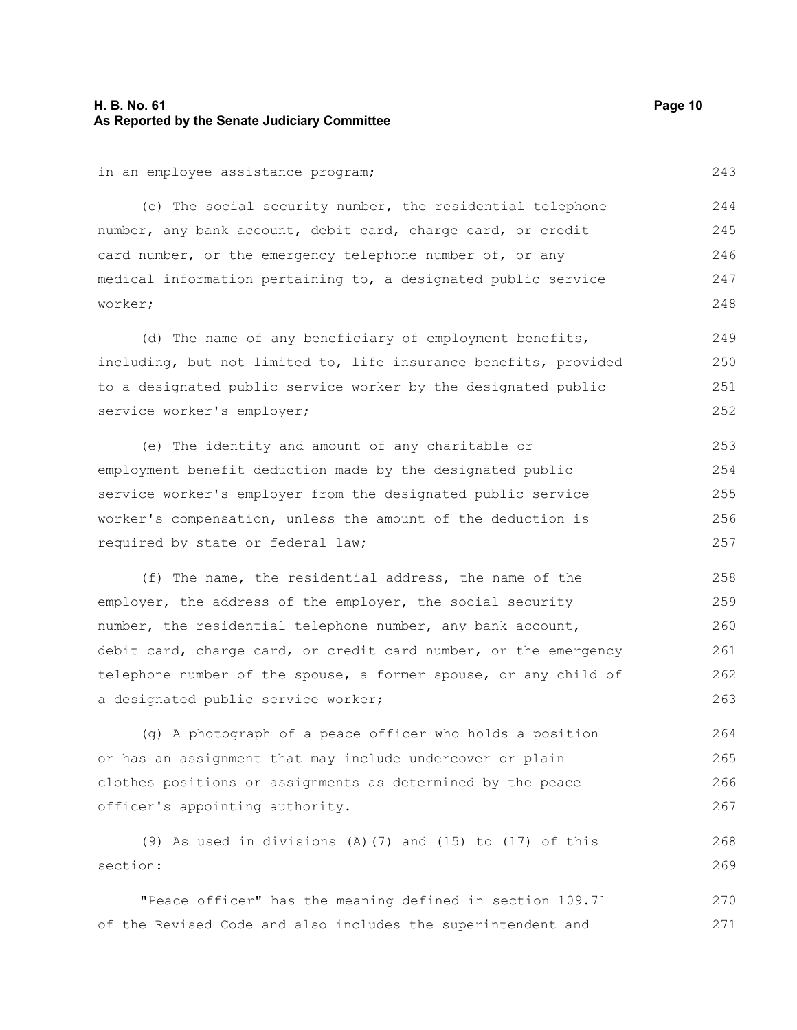in an employee assistance program;

(c) The social security number, the residential telephone number, any bank account, debit card, charge card, or credit card number, or the emergency telephone number of, or any medical information pertaining to, a designated public service worker;

(d) The name of any beneficiary of employment benefits, including, but not limited to, life insurance benefits, provided to a designated public service worker by the designated public service worker's employer;

(e) The identity and amount of any charitable or employment benefit deduction made by the designated public service worker's employer from the designated public service worker's compensation, unless the amount of the deduction is required by state or federal law;

(f) The name, the residential address, the name of the employer, the address of the employer, the social security number, the residential telephone number, any bank account, debit card, charge card, or credit card number, or the emergency telephone number of the spouse, a former spouse, or any child of a designated public service worker;

(g) A photograph of a peace officer who holds a position or has an assignment that may include undercover or plain clothes positions or assignments as determined by the peace officer's appointing authority.

(9) As used in divisions (A)(7) and (15) to (17) of this section:

"Peace officer" has the meaning defined in section 109.71 of the Revised Code and also includes the superintendent and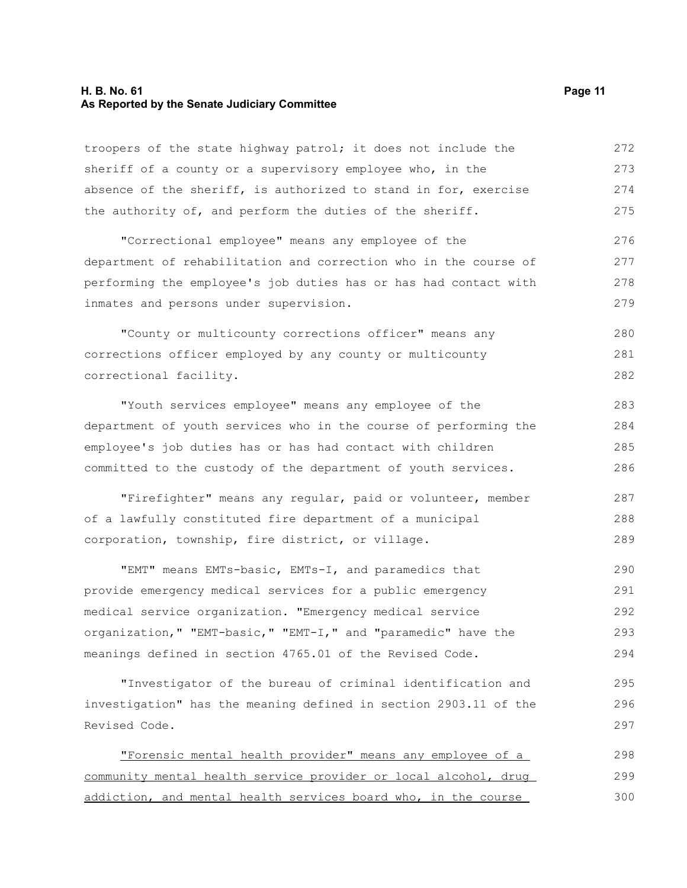troopers of the state highway patrol; it does not include the sheriff of a county or a supervisory employee who, in the absence of the sheriff, is authorized to stand in for, exercise the authority of, and perform the duties of the sheriff.

"Correctional employee" means any employee of the department of rehabilitation and correction who in the course of performing the employee's job duties has or has had contact with inmates and persons under supervision.

"County or multicounty corrections officer" means any corrections officer employed by any county or multicounty correctional facility.

"Youth services employee" means any employee of the department of youth services who in the course of performing the employee's job duties has or has had contact with children committed to the custody of the department of youth services.

"Firefighter" means any regular, paid or volunteer, member of a lawfully constituted fire department of a municipal corporation, township, fire district, or village.

"EMT" means EMTs-basic, EMTs-I, and paramedics that provide emergency medical services for a public emergency medical service organization. "Emergency medical service organization," "EMT-basic," "EMT-I," and "paramedic" have the meanings defined in section 4765.01 of the Revised Code.

"Investigator of the bureau of criminal identification and investigation" has the meaning defined in section 2903.11 of the Revised Code.

<u>"Forensic mental health provider" means any employee of a community mental health service provider or local alcohol, drug addiction, and mental health services board who, in the course</u>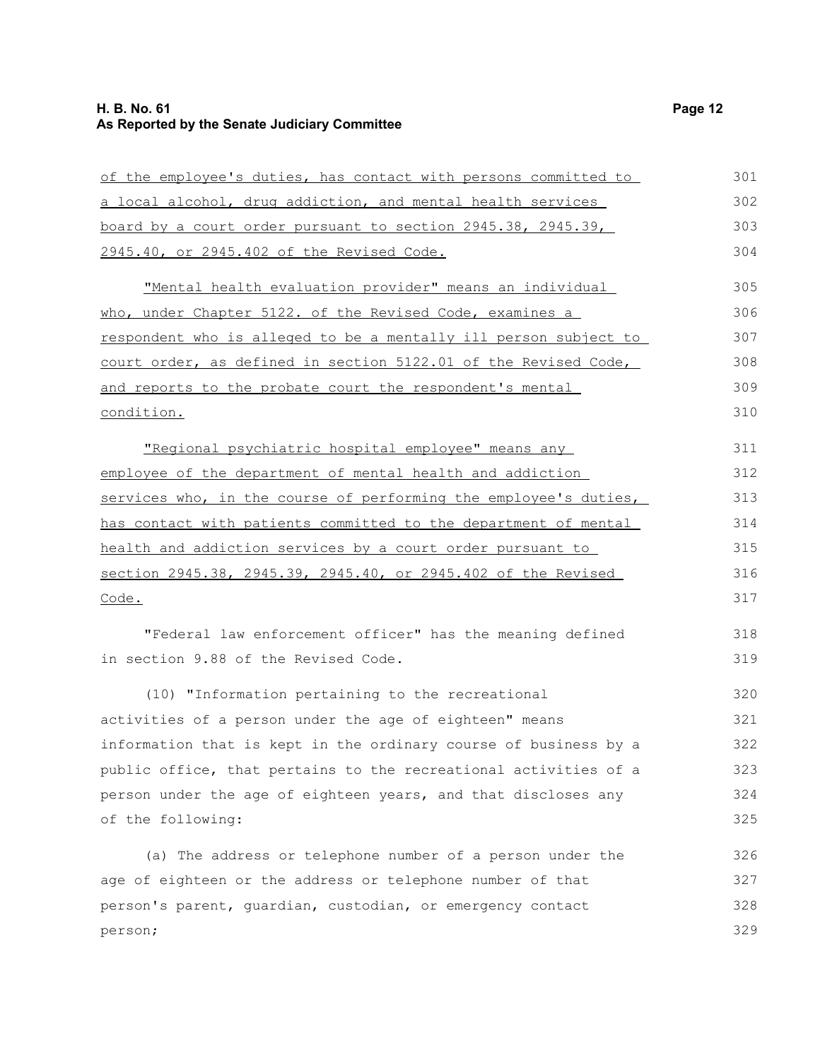of the employee's duties, has contact with persons committed to a local alcohol, drug addiction, and mental health services board by a court order pursuant to section 2945.38, 2945.39, 2945.40, or 2945.402 of the Revised Code.

"Mental health evaluation provider" means an individual who, under Chapter 5122. of the Revised Code, examines a respondent who is alleged to be a mentally ill person subject to court order, as defined in section 5122.01 of the Revised Code, and reports to the probate court the respondent's mental condition.

"Regional psychiatric hospital employee" means any employee of the department of mental health and addiction services who, in the course of performing the employee's duties, has contact with patients committed to the department of mental health and addiction services by a court order pursuant to section 2945.38, 2945.39, 2945.40, or 2945.402 of the Revised Code.

"Federal law enforcement officer" has the meaning defined in section 9.88 of the Revised Code.

(10) "Information pertaining to the recreational activities of a person under the age of eighteen" means information that is kept in the ordinary course of business by a public office, that pertains to the recreational activities of a person under the age of eighteen years, and that discloses any of the following:

(a) The address or telephone number of a person under the age of eighteen or the address or telephone number of that person's parent, guardian, custodian, or emergency contact person;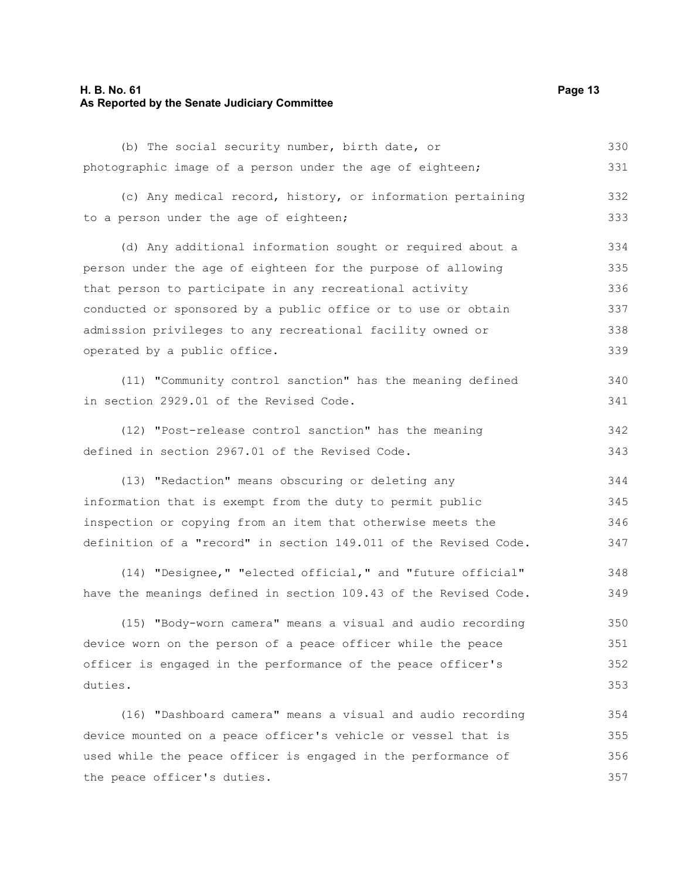(b) The social security number, birth date, or photographic image of a person under the age of eighteen;

(c) Any medical record, history, or information pertaining to a person under the age of eighteen;

(d) Any additional information sought or required about a person under the age of eighteen for the purpose of allowing that person to participate in any recreational activity conducted or sponsored by a public office or to use or obtain admission privileges to any recreational facility owned or operated by a public office.

(11) "Community control sanction" has the meaning defined in section 2929.01 of the Revised Code.

(12) "Post-release control sanction" has the meaning defined in section 2967.01 of the Revised Code.

(13) "Redaction" means obscuring or deleting any information that is exempt from the duty to permit public inspection or copying from an item that otherwise meets the definition of a "record" in section 149.011 of the Revised Code.

(14) "Designee," "elected official," and "future official" have the meanings defined in section 109.43 of the Revised Code.

(15) "Body-worn camera" means a visual and audio recording device worn on the person of a peace officer while the peace officer is engaged in the performance of the peace officer's duties.

(16) "Dashboard camera" means a visual and audio recording device mounted on a peace officer's vehicle or vessel that is used while the peace officer is engaged in the performance of the peace officer's duties.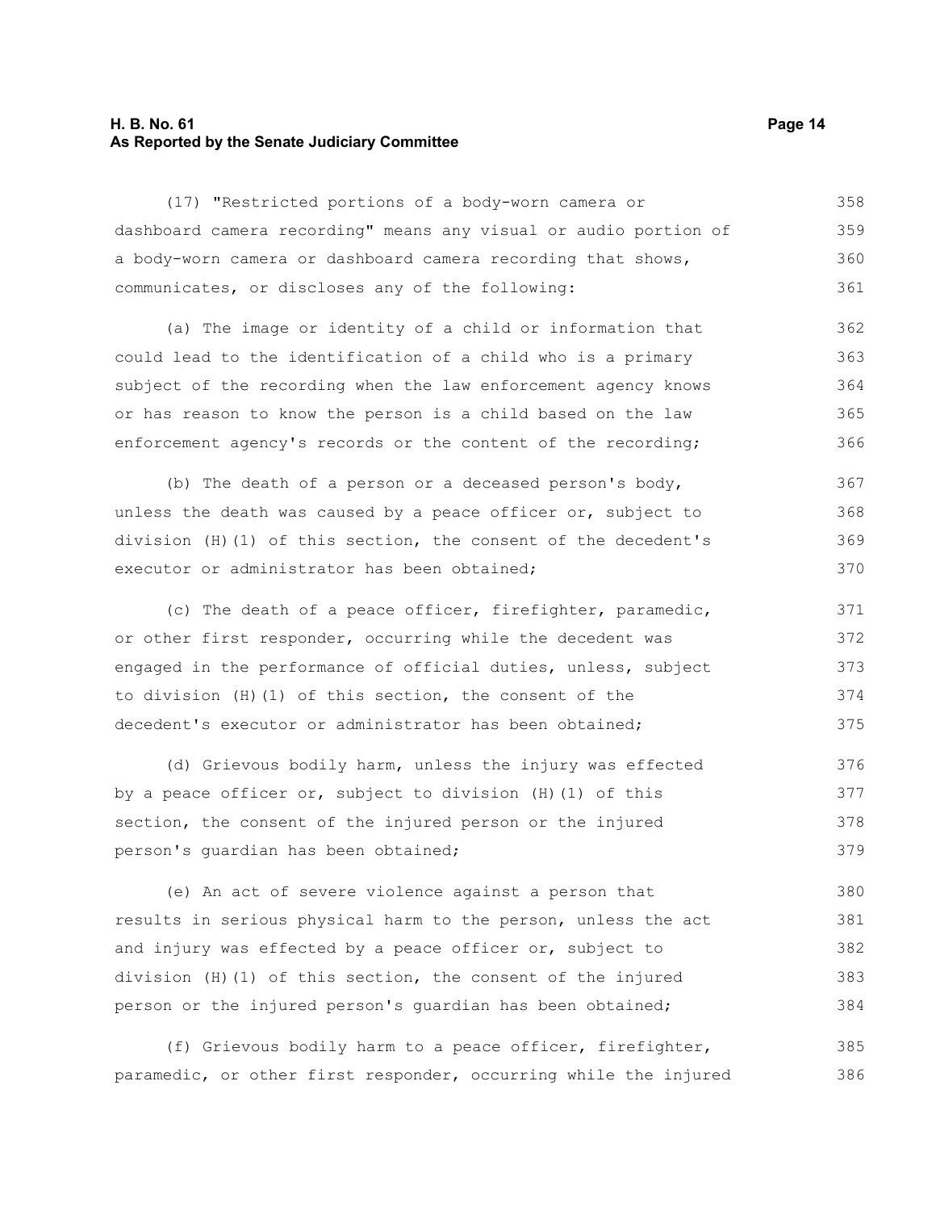(17) "Restricted portions of a body-worn camera or dashboard camera recording" means any visual or audio portion of a body-worn camera or dashboard camera recording that shows, communicates, or discloses any of the following:

(a) The image or identity of a child or information that could lead to the identification of a child who is a primary subject of the recording when the law enforcement agency knows or has reason to know the person is a child based on the law enforcement agency's records or the content of the recording;

(b) The death of a person or a deceased person's body, unless the death was caused by a peace officer or, subject to division (H)(1) of this section, the consent of the decedent's executor or administrator has been obtained;

(c) The death of a peace officer, firefighter, paramedic, or other first responder, occurring while the decedent was engaged in the performance of official duties, unless, subject to division (H)(1) of this section, the consent of the decedent's executor or administrator has been obtained;

(d) Grievous bodily harm, unless the injury was effected by a peace officer or, subject to division (H)(1) of this section, the consent of the injured person or the injured person's guardian has been obtained;

(e) An act of severe violence against a person that results in serious physical harm to the person, unless the act and injury was effected by a peace officer or, subject to division (H)(1) of this section, the consent of the injured person or the injured person's guardian has been obtained;

(f) Grievous bodily harm to a peace officer, firefighter, paramedic, or other first responder, occurring while the injured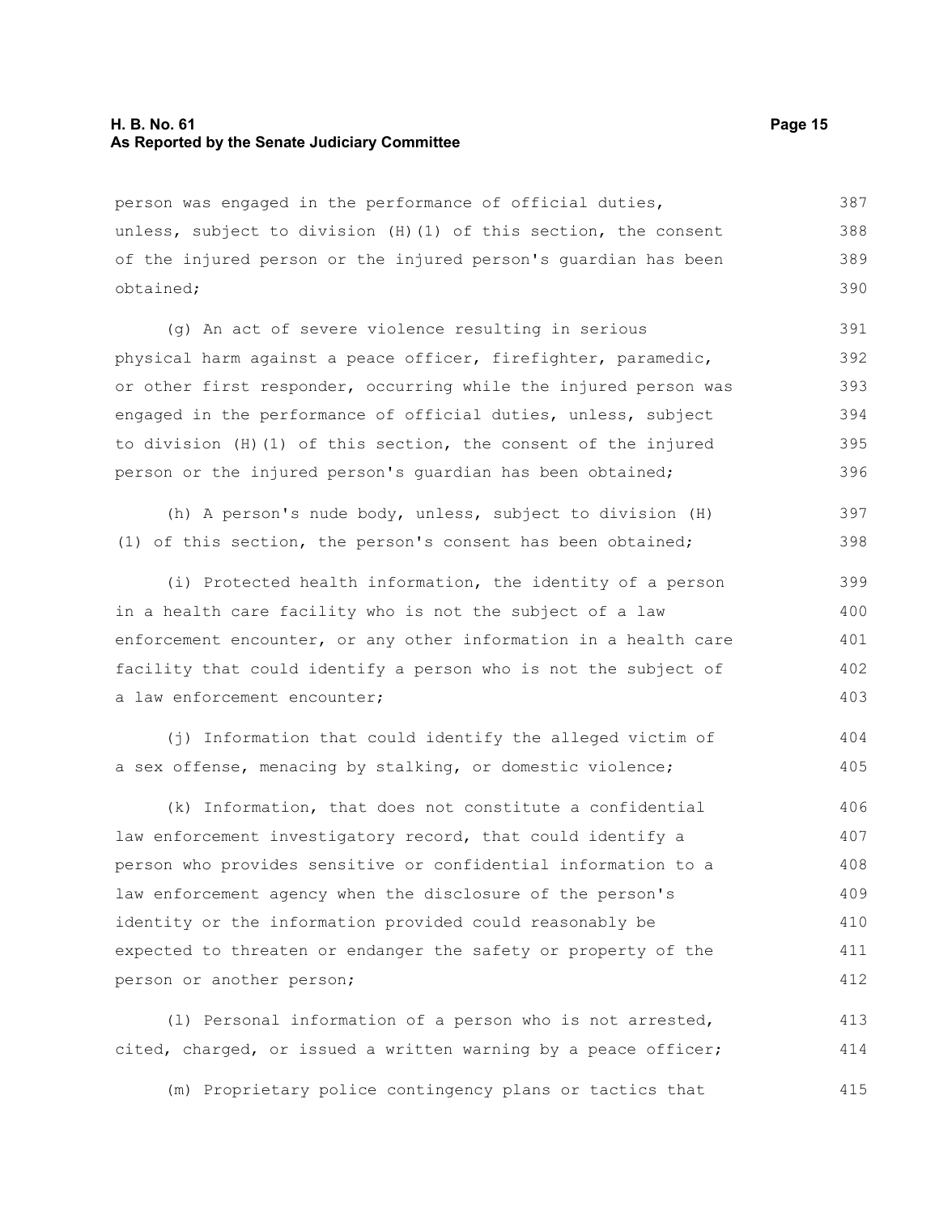person was engaged in the performance of official duties, unless, subject to division (H)(1) of this section, the consent of the injured person or the injured person's guardian has been obtained;

(g) An act of severe violence resulting in serious physical harm against a peace officer, firefighter, paramedic, or other first responder, occurring while the injured person was engaged in the performance of official duties, unless, subject to division (H)(1) of this section, the consent of the injured person or the injured person's guardian has been obtained;

(h) A person's nude body, unless, subject to division (H)(1) of this section, the person's consent has been obtained;

(i) Protected health information, the identity of a person in a health care facility who is not the subject of a law enforcement encounter, or any other information in a health care facility that could identify a person who is not the subject of a law enforcement encounter;

(j) Information that could identify the alleged victim of a sex offense, menacing by stalking, or domestic violence;

(k) Information, that does not constitute a confidential law enforcement investigatory record, that could identify a person who provides sensitive or confidential information to a law enforcement agency when the disclosure of the person's identity or the information provided could reasonably be expected to threaten or endanger the safety or property of the person or another person;

(l) Personal information of a person who is not arrested, cited, charged, or issued a written warning by a peace officer;

(m) Proprietary police contingency plans or tactics that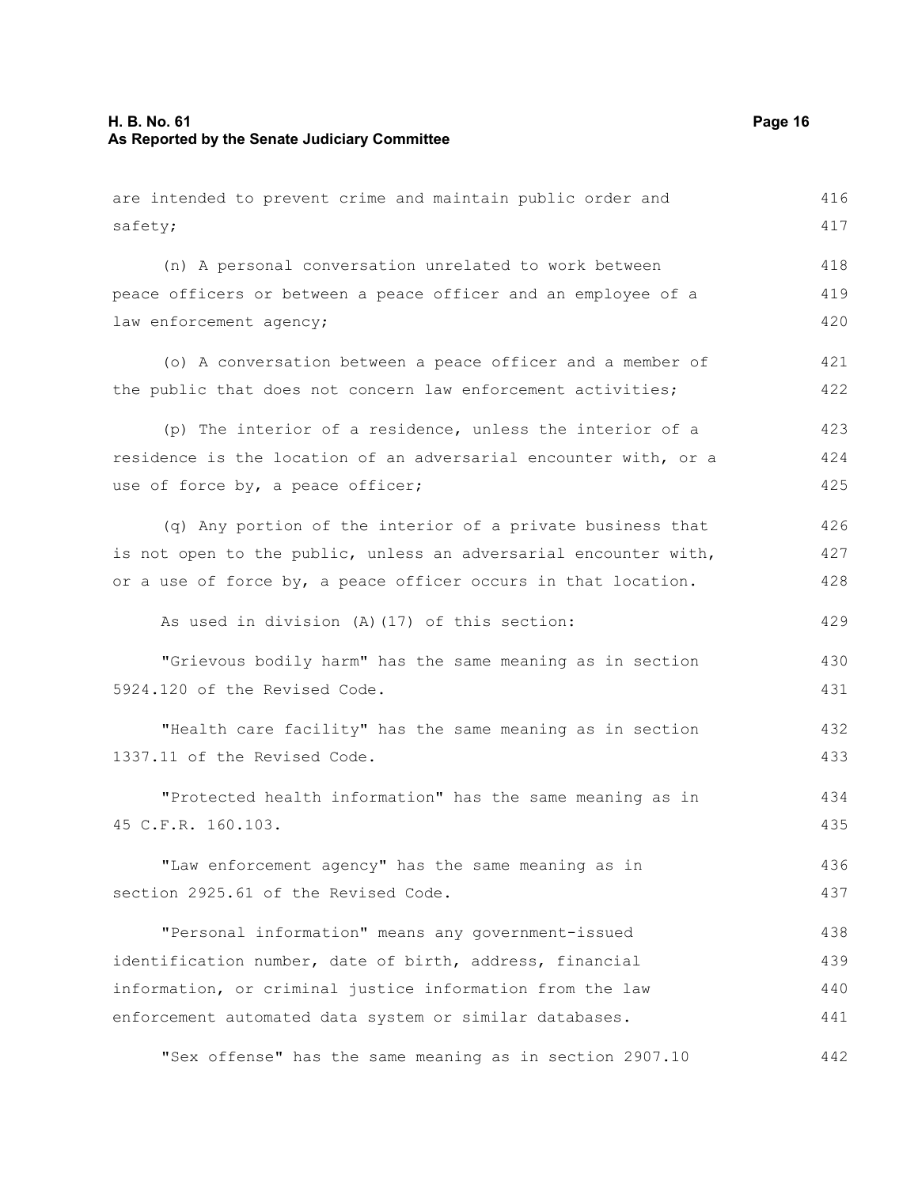are intended to prevent crime and maintain public order and safety;

(n) A personal conversation unrelated to work between peace officers or between a peace officer and an employee of a law enforcement agency;

(o) A conversation between a peace officer and a member of the public that does not concern law enforcement activities;

(p) The interior of a residence, unless the interior of a residence is the location of an adversarial encounter with, or a use of force by, a peace officer;

(q) Any portion of the interior of a private business that is not open to the public, unless an adversarial encounter with, or a use of force by, a peace officer occurs in that location.

As used in division (A)(17) of this section:

"Grievous bodily harm" has the same meaning as in section 5924.120 of the Revised Code.

"Health care facility" has the same meaning as in section 1337.11 of the Revised Code.

"Protected health information" has the same meaning as in 45 C.F.R. 160.103.

"Law enforcement agency" has the same meaning as in section 2925.61 of the Revised Code.

"Personal information" means any government-issued identification number, date of birth, address, financial information, or criminal justice information from the law enforcement automated data system or similar databases.

"Sex offense" has the same meaning as in section 2907.10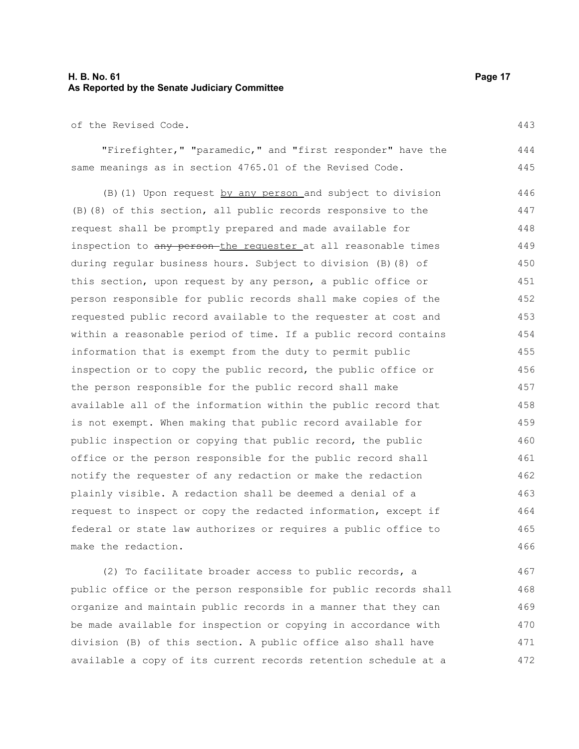of the Revised Code.

"Firefighter," "paramedic," and "first responder" have the same meanings as in section 4765.01 of the Revised Code.

(B)(1) Upon request <u>by any person</u> and subject to division (B)(8) of this section, all public records responsive to the request shall be promptly prepared and made available for inspection to ~~any person~~ <u>the requester</u> at all reasonable times during regular business hours. Subject to division (B)(8) of this section, upon request by any person, a public office or person responsible for public records shall make copies of the requested public record available to the requester at cost and within a reasonable period of time. If a public record contains information that is exempt from the duty to permit public inspection or to copy the public record, the public office or the person responsible for the public record shall make available all of the information within the public record that is not exempt. When making that public record available for public inspection or copying that public record, the public office or the person responsible for the public record shall notify the requester of any redaction or make the redaction plainly visible. A redaction shall be deemed a denial of a request to inspect or copy the redacted information, except if federal or state law authorizes or requires a public office to make the redaction.

(2) To facilitate broader access to public records, a public office or the person responsible for public records shall organize and maintain public records in a manner that they can be made available for inspection or copying in accordance with division (B) of this section. A public office also shall have available a copy of its current records retention schedule at a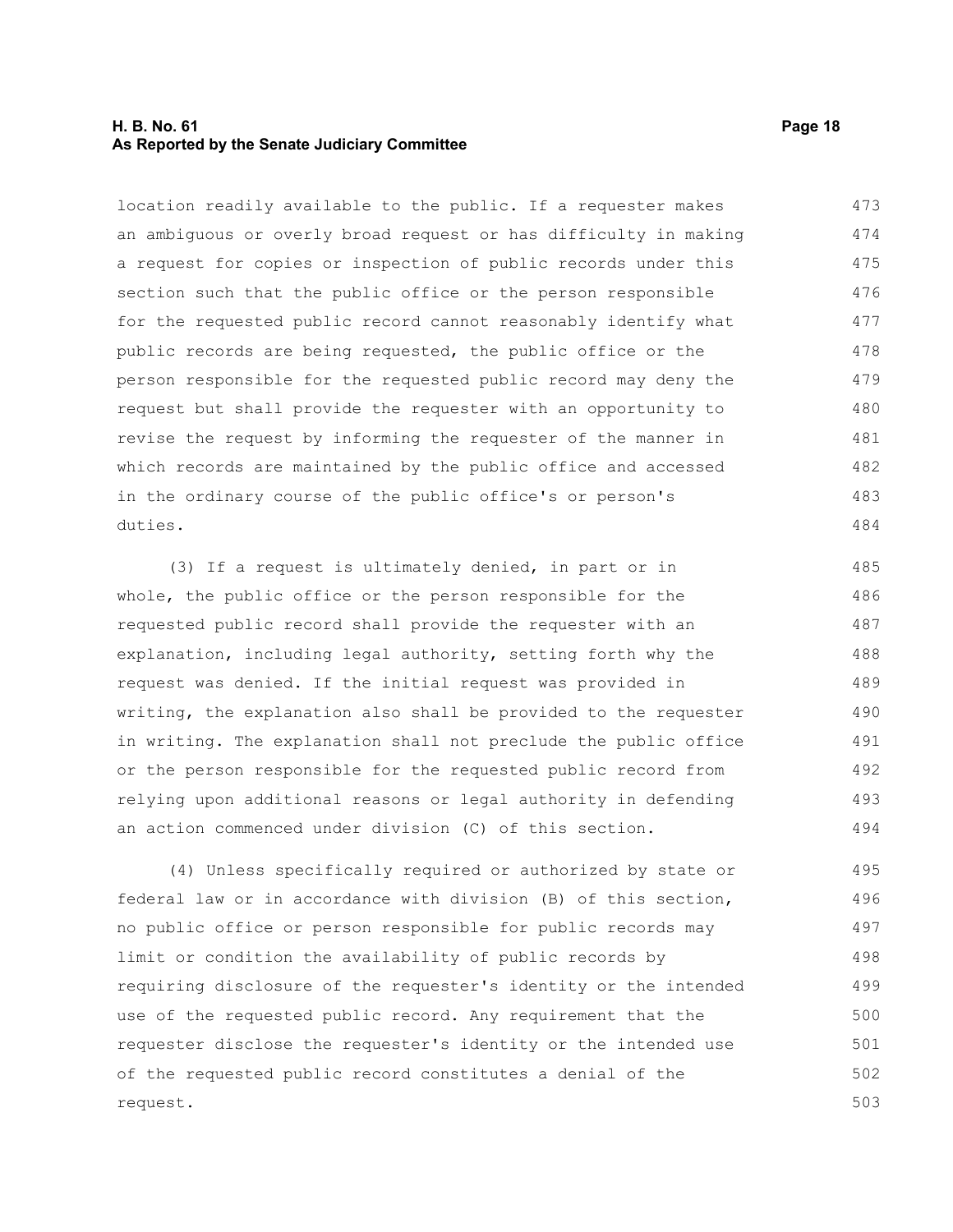location readily available to the public. If a requester makes an ambiguous or overly broad request or has difficulty in making a request for copies or inspection of public records under this section such that the public office or the person responsible for the requested public record cannot reasonably identify what public records are being requested, the public office or the person responsible for the requested public record may deny the request but shall provide the requester with an opportunity to revise the request by informing the requester of the manner in which records are maintained by the public office and accessed in the ordinary course of the public office's or person's duties.

(3) If a request is ultimately denied, in part or in whole, the public office or the person responsible for the requested public record shall provide the requester with an explanation, including legal authority, setting forth why the request was denied. If the initial request was provided in writing, the explanation also shall be provided to the requester in writing. The explanation shall not preclude the public office or the person responsible for the requested public record from relying upon additional reasons or legal authority in defending an action commenced under division (C) of this section.

(4) Unless specifically required or authorized by state or federal law or in accordance with division (B) of this section, no public office or person responsible for public records may limit or condition the availability of public records by requiring disclosure of the requester's identity or the intended use of the requested public record. Any requirement that the requester disclose the requester's identity or the intended use of the requested public record constitutes a denial of the request.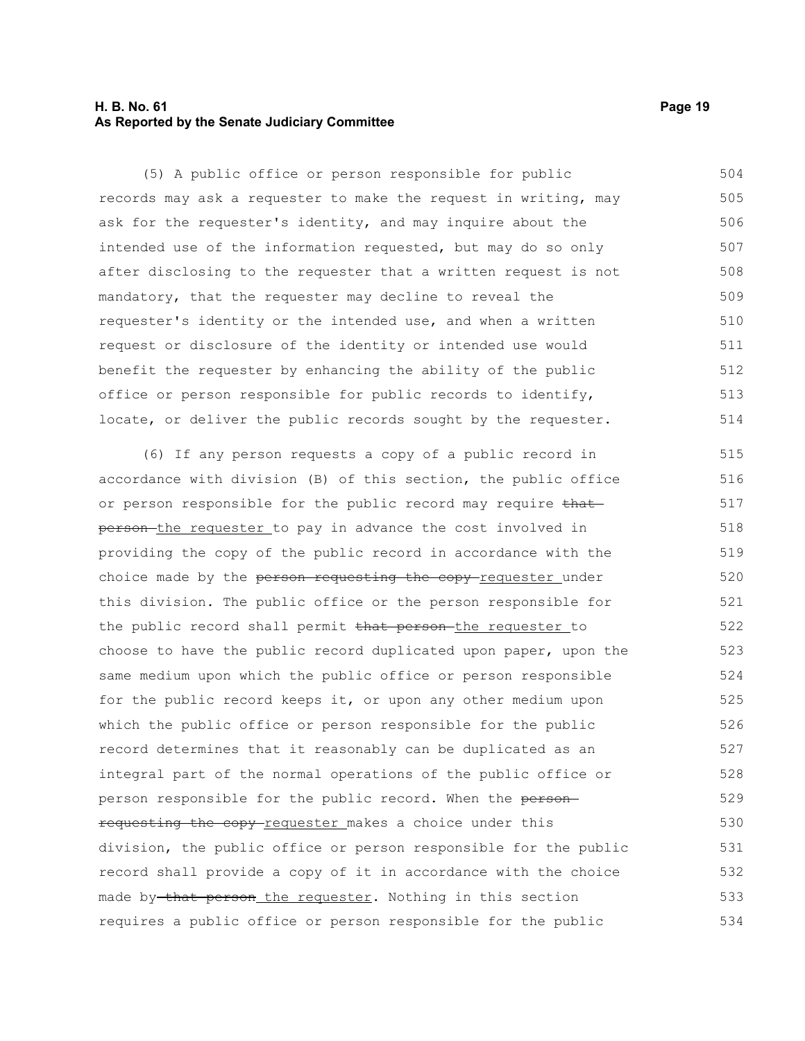(5) A public office or person responsible for public records may ask a requester to make the request in writing, may ask for the requester's identity, and may inquire about the intended use of the information requested, but may do so only after disclosing to the requester that a written request is not mandatory, that the requester may decline to reveal the requester's identity or the intended use, and when a written request or disclosure of the identity or intended use would benefit the requester by enhancing the ability of the public office or person responsible for public records to identify, locate, or deliver the public records sought by the requester.

(6) If any person requests a copy of a public record in accordance with division (B) of this section, the public office or person responsible for the public record may require ~~that person~~ the requester to pay in advance the cost involved in providing the copy of the public record in accordance with the choice made by the ~~person requesting the copy~~ requester under this division. The public office or the person responsible for the public record shall permit ~~that person~~ the requester to choose to have the public record duplicated upon paper, upon the same medium upon which the public office or person responsible for the public record keeps it, or upon any other medium upon which the public office or person responsible for the public record determines that it reasonably can be duplicated as an integral part of the normal operations of the public office or person responsible for the public record. When the ~~person requesting the copy~~ requester makes a choice under this division, the public office or person responsible for the public record shall provide a copy of it in accordance with the choice made by ~~that person~~ the requester. Nothing in this section requires a public office or person responsible for the public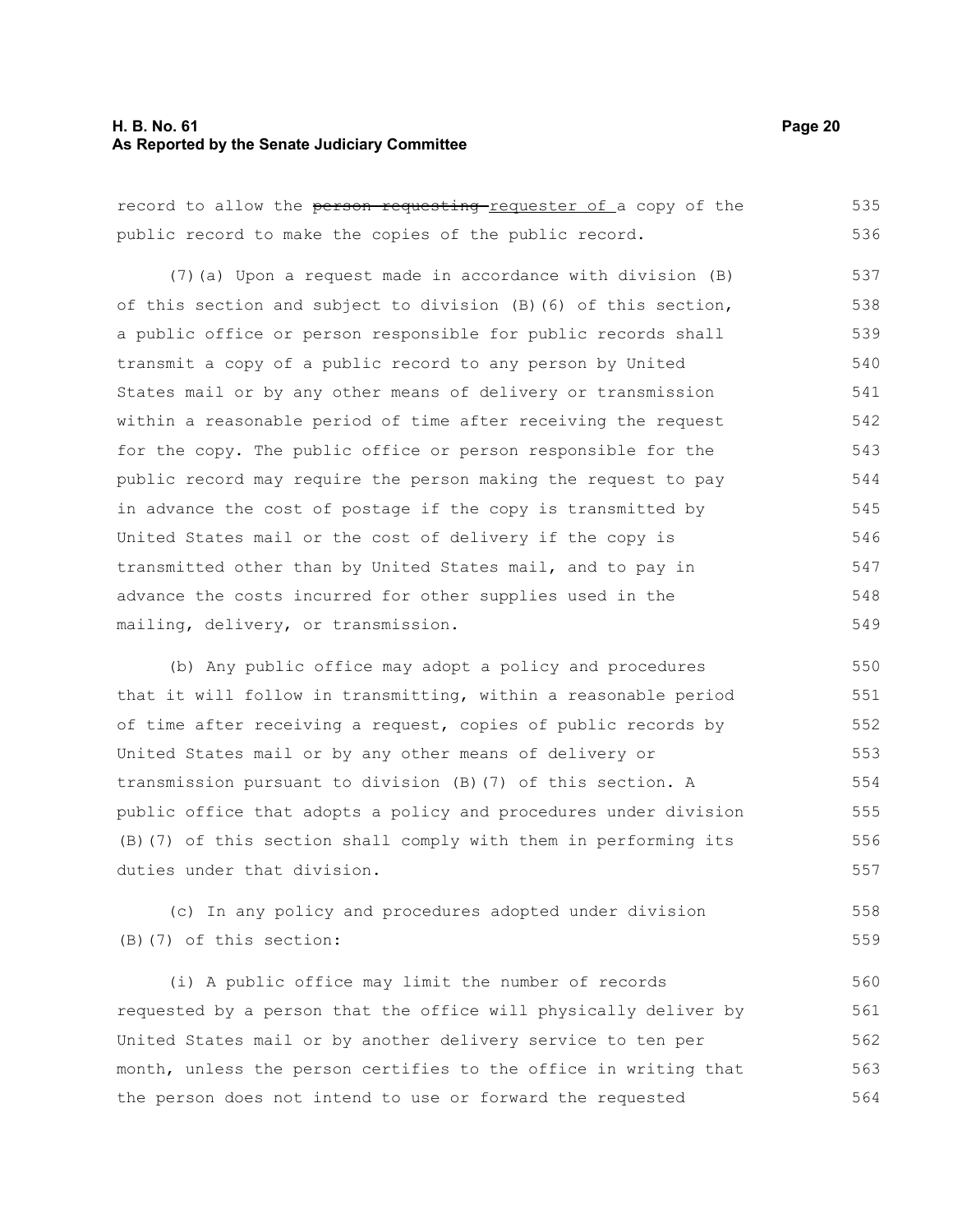record to allow the ~~person requesting~~ requester of a copy of the public record to make the copies of the public record.

(7)(a) Upon a request made in accordance with division (B) of this section and subject to division (B)(6) of this section, a public office or person responsible for public records shall transmit a copy of a public record to any person by United States mail or by any other means of delivery or transmission within a reasonable period of time after receiving the request for the copy. The public office or person responsible for the public record may require the person making the request to pay in advance the cost of postage if the copy is transmitted by United States mail or the cost of delivery if the copy is transmitted other than by United States mail, and to pay in advance the costs incurred for other supplies used in the mailing, delivery, or transmission.

(b) Any public office may adopt a policy and procedures that it will follow in transmitting, within a reasonable period of time after receiving a request, copies of public records by United States mail or by any other means of delivery or transmission pursuant to division (B)(7) of this section. A public office that adopts a policy and procedures under division (B)(7) of this section shall comply with them in performing its duties under that division.

(c) In any policy and procedures adopted under division (B)(7) of this section:

(i) A public office may limit the number of records requested by a person that the office will physically deliver by United States mail or by another delivery service to ten per month, unless the person certifies to the office in writing that the person does not intend to use or forward the requested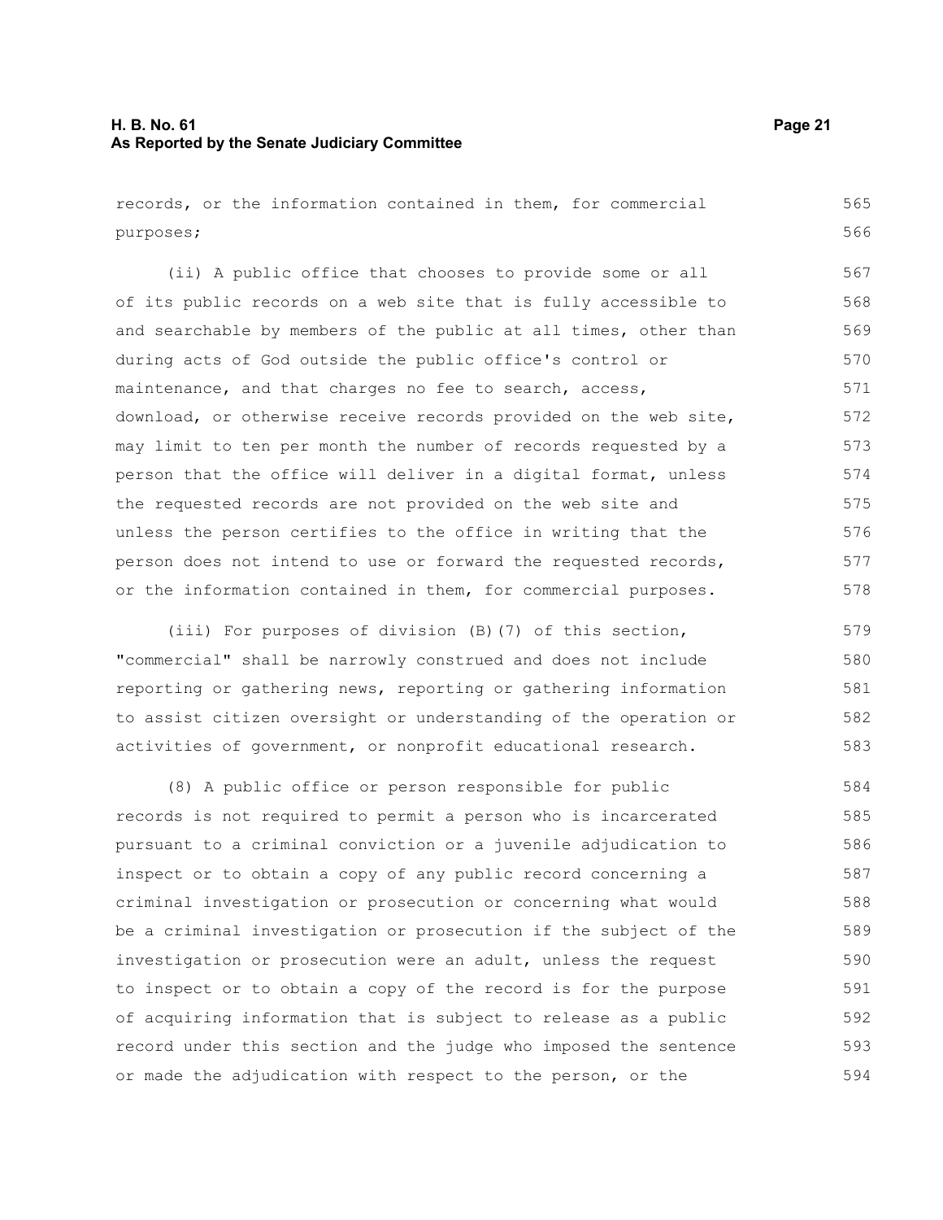records, or the information contained in them, for commercial purposes;

(ii) A public office that chooses to provide some or all of its public records on a web site that is fully accessible to and searchable by members of the public at all times, other than during acts of God outside the public office's control or maintenance, and that charges no fee to search, access, download, or otherwise receive records provided on the web site, may limit to ten per month the number of records requested by a person that the office will deliver in a digital format, unless the requested records are not provided on the web site and unless the person certifies to the office in writing that the person does not intend to use or forward the requested records, or the information contained in them, for commercial purposes.

(iii) For purposes of division (B)(7) of this section, "commercial" shall be narrowly construed and does not include reporting or gathering news, reporting or gathering information to assist citizen oversight or understanding of the operation or activities of government, or nonprofit educational research.

(8) A public office or person responsible for public records is not required to permit a person who is incarcerated pursuant to a criminal conviction or a juvenile adjudication to inspect or to obtain a copy of any public record concerning a criminal investigation or prosecution or concerning what would be a criminal investigation or prosecution if the subject of the investigation or prosecution were an adult, unless the request to inspect or to obtain a copy of the record is for the purpose of acquiring information that is subject to release as a public record under this section and the judge who imposed the sentence or made the adjudication with respect to the person, or the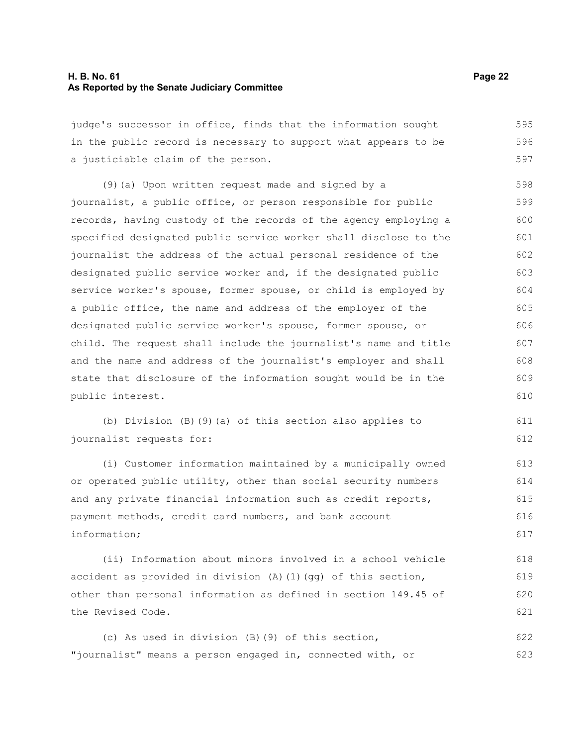judge's successor in office, finds that the information sought in the public record is necessary to support what appears to be a justiciable claim of the person.

(9)(a) Upon written request made and signed by a journalist, a public office, or person responsible for public records, having custody of the records of the agency employing a specified designated public service worker shall disclose to the journalist the address of the actual personal residence of the designated public service worker and, if the designated public service worker's spouse, former spouse, or child is employed by a public office, the name and address of the employer of the designated public service worker's spouse, former spouse, or child. The request shall include the journalist's name and title and the name and address of the journalist's employer and shall state that disclosure of the information sought would be in the public interest.

(b) Division (B)(9)(a) of this section also applies to journalist requests for:

(i) Customer information maintained by a municipally owned or operated public utility, other than social security numbers and any private financial information such as credit reports, payment methods, credit card numbers, and bank account information;

(ii) Information about minors involved in a school vehicle accident as provided in division (A)(1)(gg) of this section, other than personal information as defined in section 149.45 of the Revised Code.

(c) As used in division (B)(9) of this section, "journalist" means a person engaged in, connected with, or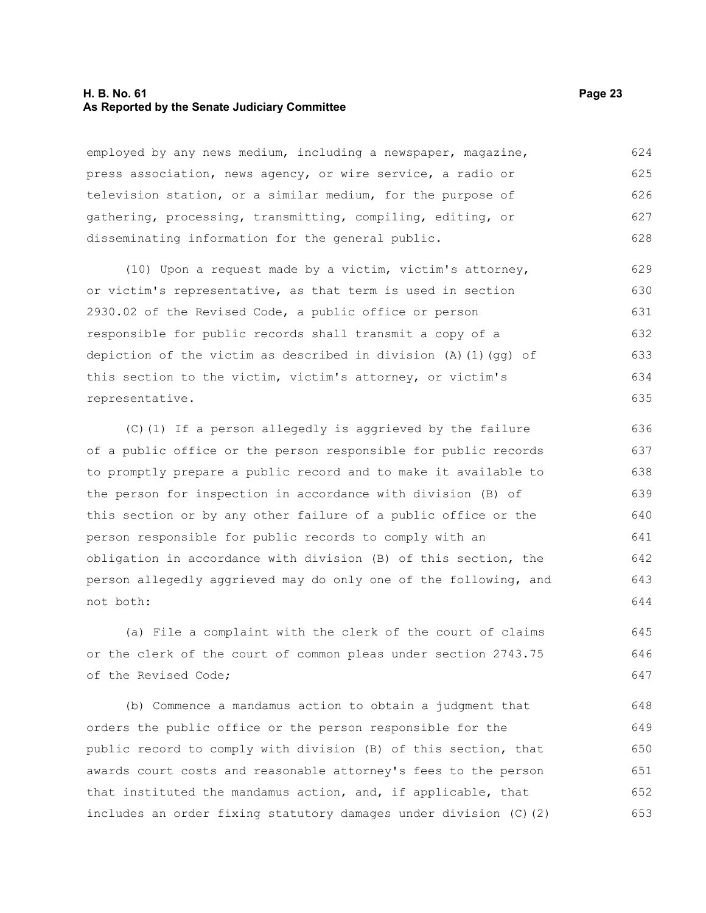employed by any news medium, including a newspaper, magazine, press association, news agency, or wire service, a radio or television station, or a similar medium, for the purpose of gathering, processing, transmitting, compiling, editing, or disseminating information for the general public.

(10) Upon a request made by a victim, victim's attorney, or victim's representative, as that term is used in section 2930.02 of the Revised Code, a public office or person responsible for public records shall transmit a copy of a depiction of the victim as described in division (A)(1)(gg) of this section to the victim, victim's attorney, or victim's representative.

(C)(1) If a person allegedly is aggrieved by the failure of a public office or the person responsible for public records to promptly prepare a public record and to make it available to the person for inspection in accordance with division (B) of this section or by any other failure of a public office or the person responsible for public records to comply with an obligation in accordance with division (B) of this section, the person allegedly aggrieved may do only one of the following, and not both:

(a) File a complaint with the clerk of the court of claims or the clerk of the court of common pleas under section 2743.75 of the Revised Code;

(b) Commence a mandamus action to obtain a judgment that orders the public office or the person responsible for the public record to comply with division (B) of this section, that awards court costs and reasonable attorney's fees to the person that instituted the mandamus action, and, if applicable, that includes an order fixing statutory damages under division (C)(2)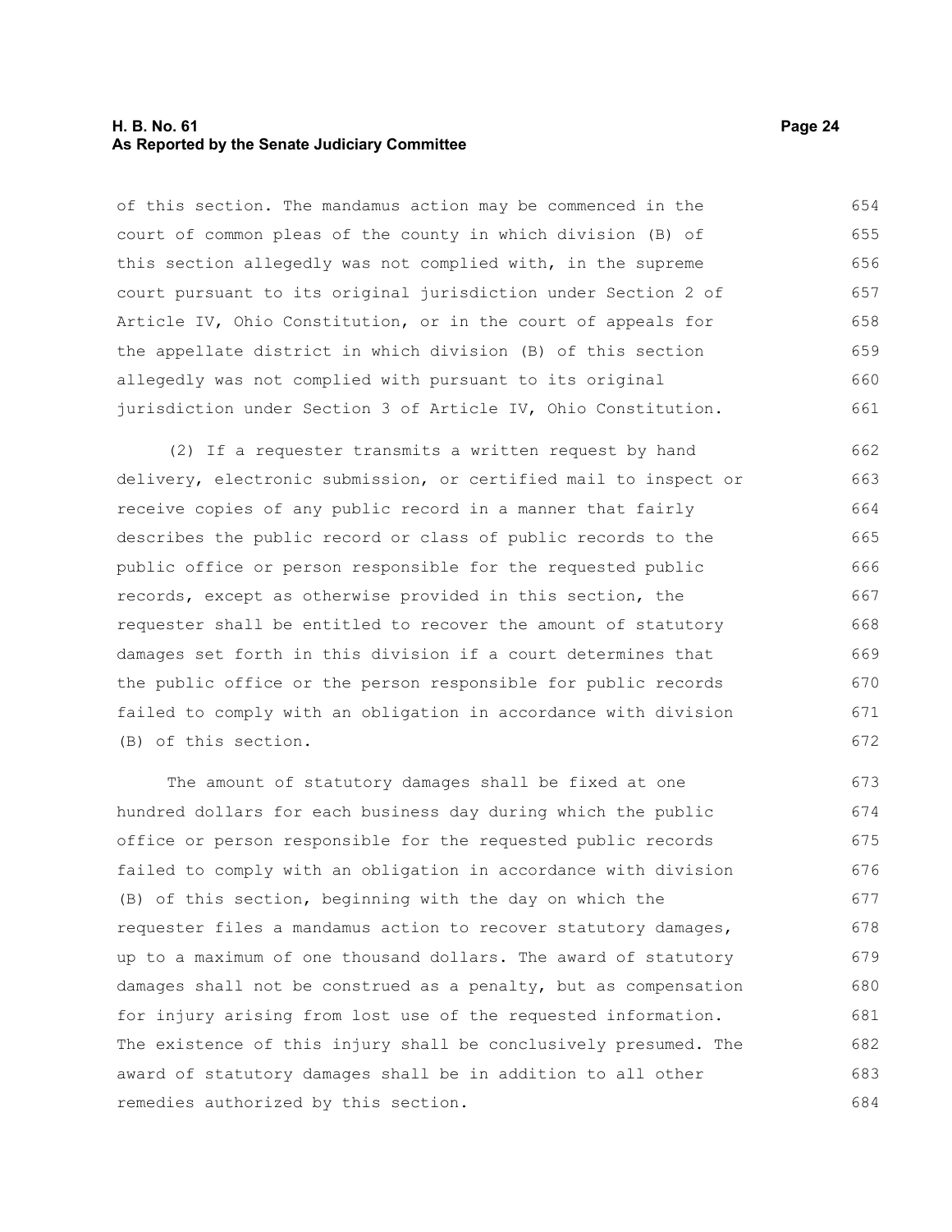of this section. The mandamus action may be commenced in the court of common pleas of the county in which division (B) of this section allegedly was not complied with, in the supreme court pursuant to its original jurisdiction under Section 2 of Article IV, Ohio Constitution, or in the court of appeals for the appellate district in which division (B) of this section allegedly was not complied with pursuant to its original jurisdiction under Section 3 of Article IV, Ohio Constitution.

(2) If a requester transmits a written request by hand delivery, electronic submission, or certified mail to inspect or receive copies of any public record in a manner that fairly describes the public record or class of public records to the public office or person responsible for the requested public records, except as otherwise provided in this section, the requester shall be entitled to recover the amount of statutory damages set forth in this division if a court determines that the public office or the person responsible for public records failed to comply with an obligation in accordance with division (B) of this section.

The amount of statutory damages shall be fixed at one hundred dollars for each business day during which the public office or person responsible for the requested public records failed to comply with an obligation in accordance with division (B) of this section, beginning with the day on which the requester files a mandamus action to recover statutory damages, up to a maximum of one thousand dollars. The award of statutory damages shall not be construed as a penalty, but as compensation for injury arising from lost use of the requested information. The existence of this injury shall be conclusively presumed. The award of statutory damages shall be in addition to all other remedies authorized by this section.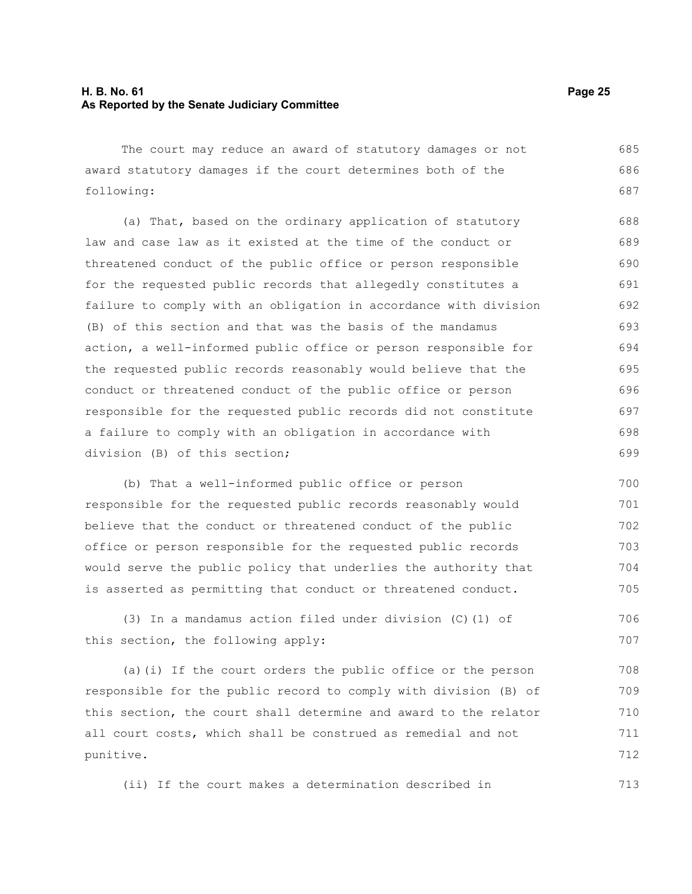The court may reduce an award of statutory damages or not award statutory damages if the court determines both of the following:

(a) That, based on the ordinary application of statutory law and case law as it existed at the time of the conduct or threatened conduct of the public office or person responsible for the requested public records that allegedly constitutes a failure to comply with an obligation in accordance with division (B) of this section and that was the basis of the mandamus action, a well-informed public office or person responsible for the requested public records reasonably would believe that the conduct or threatened conduct of the public office or person responsible for the requested public records did not constitute a failure to comply with an obligation in accordance with division (B) of this section;

(b) That a well-informed public office or person responsible for the requested public records reasonably would believe that the conduct or threatened conduct of the public office or person responsible for the requested public records would serve the public policy that underlies the authority that is asserted as permitting that conduct or threatened conduct.

(3) In a mandamus action filed under division (C)(1) of this section, the following apply:

(a)(i) If the court orders the public office or the person responsible for the public record to comply with division (B) of this section, the court shall determine and award to the relator all court costs, which shall be construed as remedial and not punitive.

(ii) If the court makes a determination described in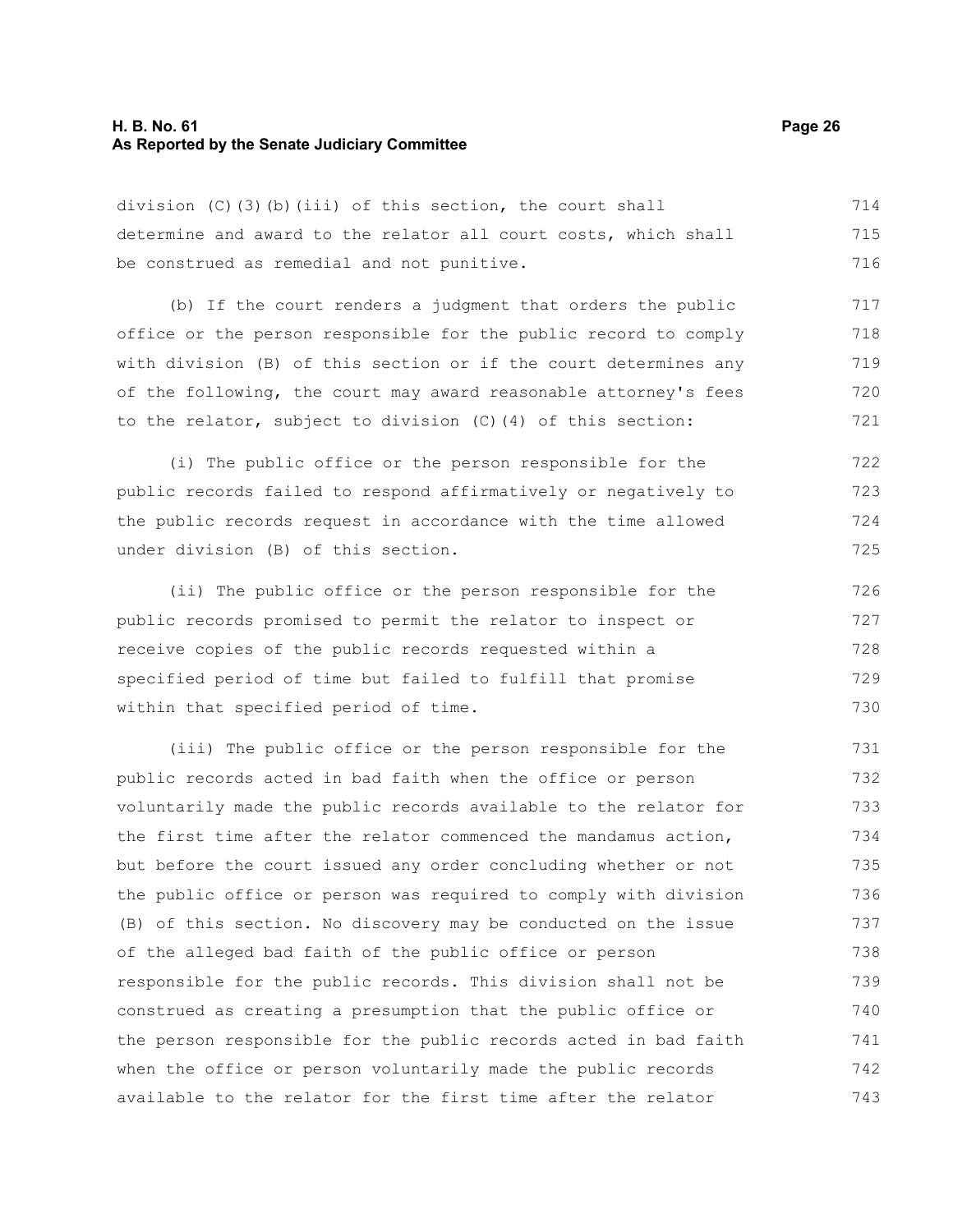division (C)(3)(b)(iii) of this section, the court shall determine and award to the relator all court costs, which shall be construed as remedial and not punitive.

(b) If the court renders a judgment that orders the public office or the person responsible for the public record to comply with division (B) of this section or if the court determines any of the following, the court may award reasonable attorney's fees to the relator, subject to division (C)(4) of this section:

(i) The public office or the person responsible for the public records failed to respond affirmatively or negatively to the public records request in accordance with the time allowed under division (B) of this section.

(ii) The public office or the person responsible for the public records promised to permit the relator to inspect or receive copies of the public records requested within a specified period of time but failed to fulfill that promise within that specified period of time.

(iii) The public office or the person responsible for the public records acted in bad faith when the office or person voluntarily made the public records available to the relator for the first time after the relator commenced the mandamus action, but before the court issued any order concluding whether or not the public office or person was required to comply with division (B) of this section. No discovery may be conducted on the issue of the alleged bad faith of the public office or person responsible for the public records. This division shall not be construed as creating a presumption that the public office or the person responsible for the public records acted in bad faith when the office or person voluntarily made the public records available to the relator for the first time after the relator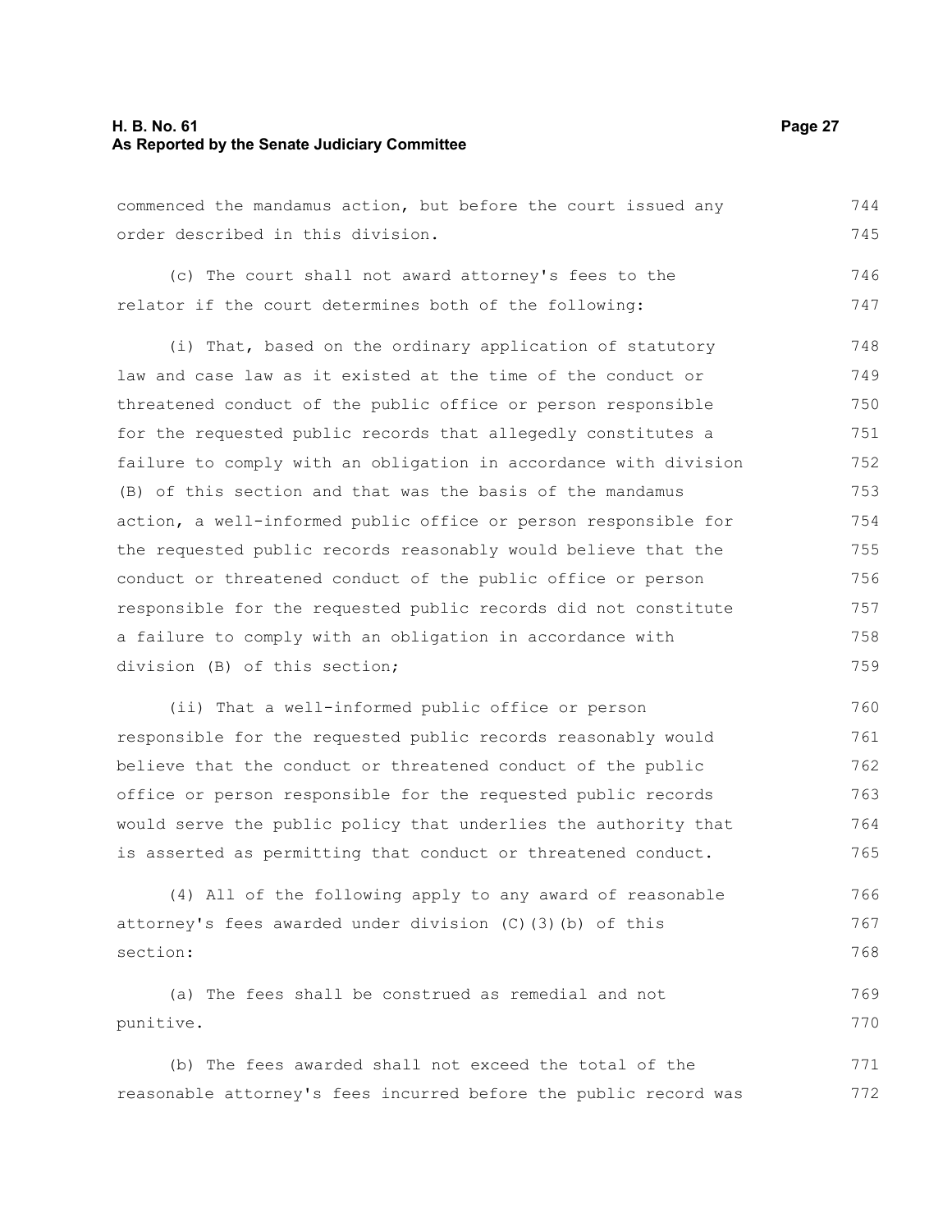commenced the mandamus action, but before the court issued any order described in this division.

(c) The court shall not award attorney's fees to the relator if the court determines both of the following:

(i) That, based on the ordinary application of statutory law and case law as it existed at the time of the conduct or threatened conduct of the public office or person responsible for the requested public records that allegedly constitutes a failure to comply with an obligation in accordance with division (B) of this section and that was the basis of the mandamus action, a well-informed public office or person responsible for the requested public records reasonably would believe that the conduct or threatened conduct of the public office or person responsible for the requested public records did not constitute a failure to comply with an obligation in accordance with division (B) of this section;

(ii) That a well-informed public office or person responsible for the requested public records reasonably would believe that the conduct or threatened conduct of the public office or person responsible for the requested public records would serve the public policy that underlies the authority that is asserted as permitting that conduct or threatened conduct.

(4) All of the following apply to any award of reasonable attorney's fees awarded under division (C)(3)(b) of this section:

(a) The fees shall be construed as remedial and not punitive.

(b) The fees awarded shall not exceed the total of the reasonable attorney's fees incurred before the public record was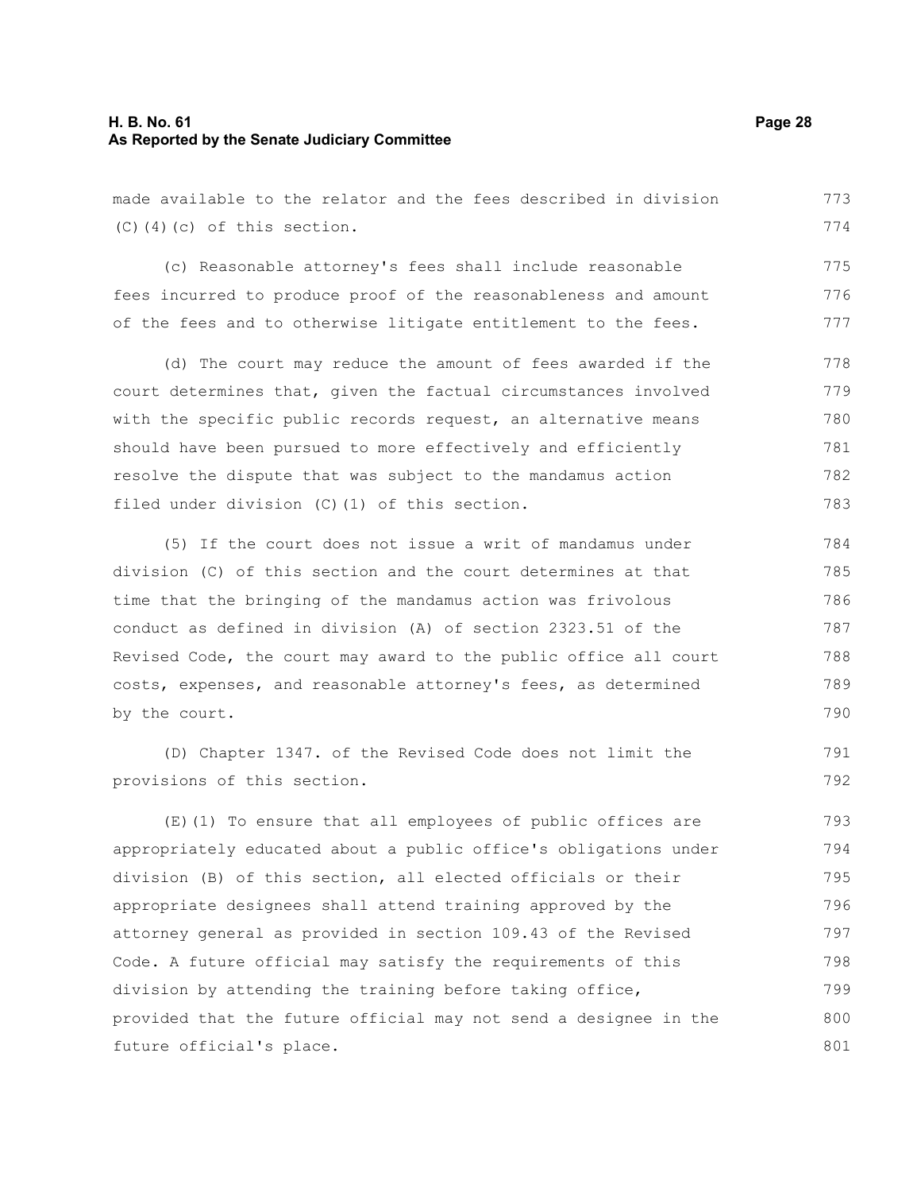made available to the relator and the fees described in division (C)(4)(c) of this section.

(c) Reasonable attorney's fees shall include reasonable fees incurred to produce proof of the reasonableness and amount of the fees and to otherwise litigate entitlement to the fees.

(d) The court may reduce the amount of fees awarded if the court determines that, given the factual circumstances involved with the specific public records request, an alternative means should have been pursued to more effectively and efficiently resolve the dispute that was subject to the mandamus action filed under division (C)(1) of this section.

(5) If the court does not issue a writ of mandamus under division (C) of this section and the court determines at that time that the bringing of the mandamus action was frivolous conduct as defined in division (A) of section 2323.51 of the Revised Code, the court may award to the public office all court costs, expenses, and reasonable attorney's fees, as determined by the court.

(D) Chapter 1347. of the Revised Code does not limit the provisions of this section.

(E)(1) To ensure that all employees of public offices are appropriately educated about a public office's obligations under division (B) of this section, all elected officials or their appropriate designees shall attend training approved by the attorney general as provided in section 109.43 of the Revised Code. A future official may satisfy the requirements of this division by attending the training before taking office, provided that the future official may not send a designee in the future official's place.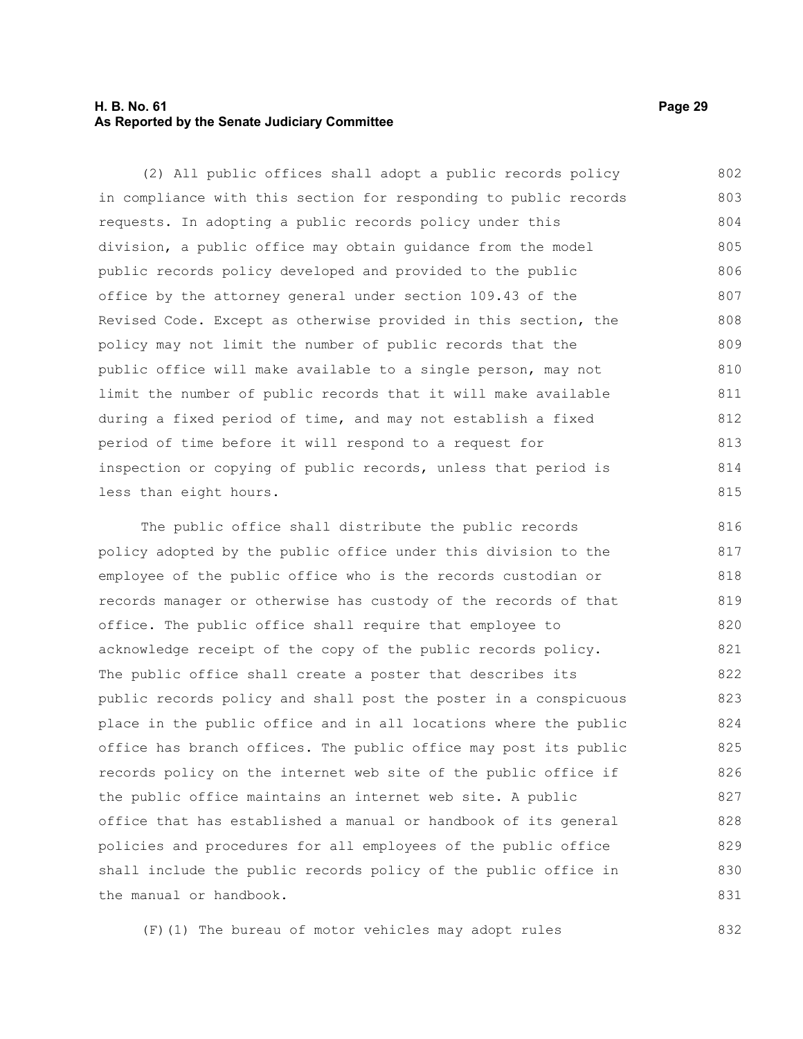(2) All public offices shall adopt a public records policy in compliance with this section for responding to public records requests. In adopting a public records policy under this division, a public office may obtain guidance from the model public records policy developed and provided to the public office by the attorney general under section 109.43 of the Revised Code. Except as otherwise provided in this section, the policy may not limit the number of public records that the public office will make available to a single person, may not limit the number of public records that it will make available during a fixed period of time, and may not establish a fixed period of time before it will respond to a request for inspection or copying of public records, unless that period is less than eight hours.

The public office shall distribute the public records policy adopted by the public office under this division to the employee of the public office who is the records custodian or records manager or otherwise has custody of the records of that office. The public office shall require that employee to acknowledge receipt of the copy of the public records policy. The public office shall create a poster that describes its public records policy and shall post the poster in a conspicuous place in the public office and in all locations where the public office has branch offices. The public office may post its public records policy on the internet web site of the public office if the public office maintains an internet web site. A public office that has established a manual or handbook of its general policies and procedures for all employees of the public office shall include the public records policy of the public office in the manual or handbook.

(F)(1) The bureau of motor vehicles may adopt rules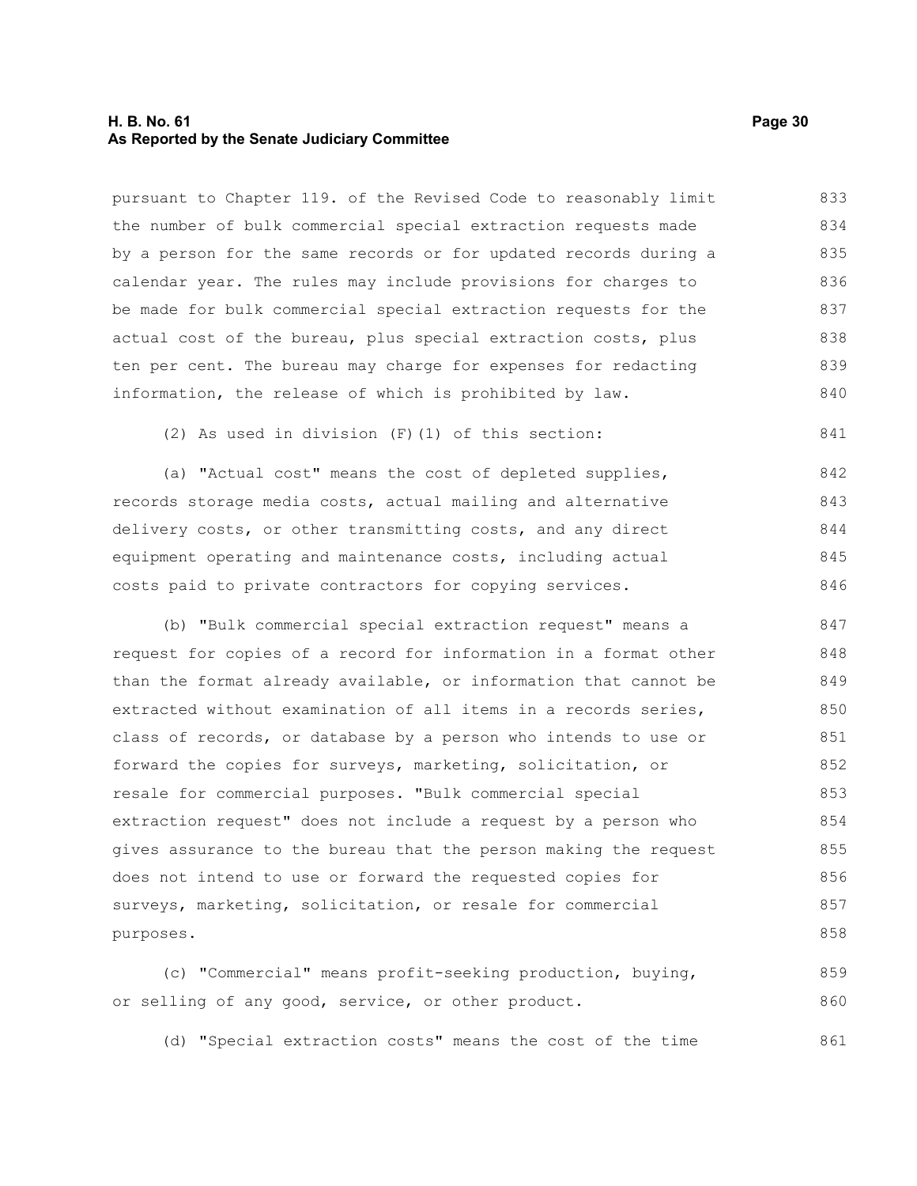pursuant to Chapter 119. of the Revised Code to reasonably limit the number of bulk commercial special extraction requests made by a person for the same records or for updated records during a calendar year. The rules may include provisions for charges to be made for bulk commercial special extraction requests for the actual cost of the bureau, plus special extraction costs, plus ten per cent. The bureau may charge for expenses for redacting information, the release of which is prohibited by law.

(2) As used in division (F)(1) of this section:

(a) "Actual cost" means the cost of depleted supplies, records storage media costs, actual mailing and alternative delivery costs, or other transmitting costs, and any direct equipment operating and maintenance costs, including actual costs paid to private contractors for copying services.

(b) "Bulk commercial special extraction request" means a request for copies of a record for information in a format other than the format already available, or information that cannot be extracted without examination of all items in a records series, class of records, or database by a person who intends to use or forward the copies for surveys, marketing, solicitation, or resale for commercial purposes. "Bulk commercial special extraction request" does not include a request by a person who gives assurance to the bureau that the person making the request does not intend to use or forward the requested copies for surveys, marketing, solicitation, or resale for commercial purposes.

(c) "Commercial" means profit-seeking production, buying, or selling of any good, service, or other product.

(d) "Special extraction costs" means the cost of the time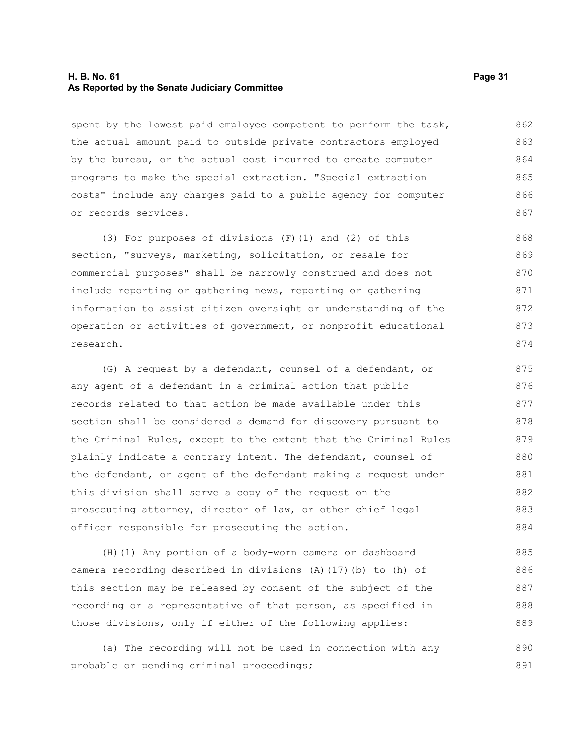spent by the lowest paid employee competent to perform the task, the actual amount paid to outside private contractors employed by the bureau, or the actual cost incurred to create computer programs to make the special extraction. "Special extraction costs" include any charges paid to a public agency for computer or records services.

(3) For purposes of divisions (F)(1) and (2) of this section, "surveys, marketing, solicitation, or resale for commercial purposes" shall be narrowly construed and does not include reporting or gathering news, reporting or gathering information to assist citizen oversight or understanding of the operation or activities of government, or nonprofit educational research.

(G) A request by a defendant, counsel of a defendant, or any agent of a defendant in a criminal action that public records related to that action be made available under this section shall be considered a demand for discovery pursuant to the Criminal Rules, except to the extent that the Criminal Rules plainly indicate a contrary intent. The defendant, counsel of the defendant, or agent of the defendant making a request under this division shall serve a copy of the request on the prosecuting attorney, director of law, or other chief legal officer responsible for prosecuting the action.

(H)(1) Any portion of a body-worn camera or dashboard camera recording described in divisions (A)(17)(b) to (h) of this section may be released by consent of the subject of the recording or a representative of that person, as specified in those divisions, only if either of the following applies:

(a) The recording will not be used in connection with any probable or pending criminal proceedings;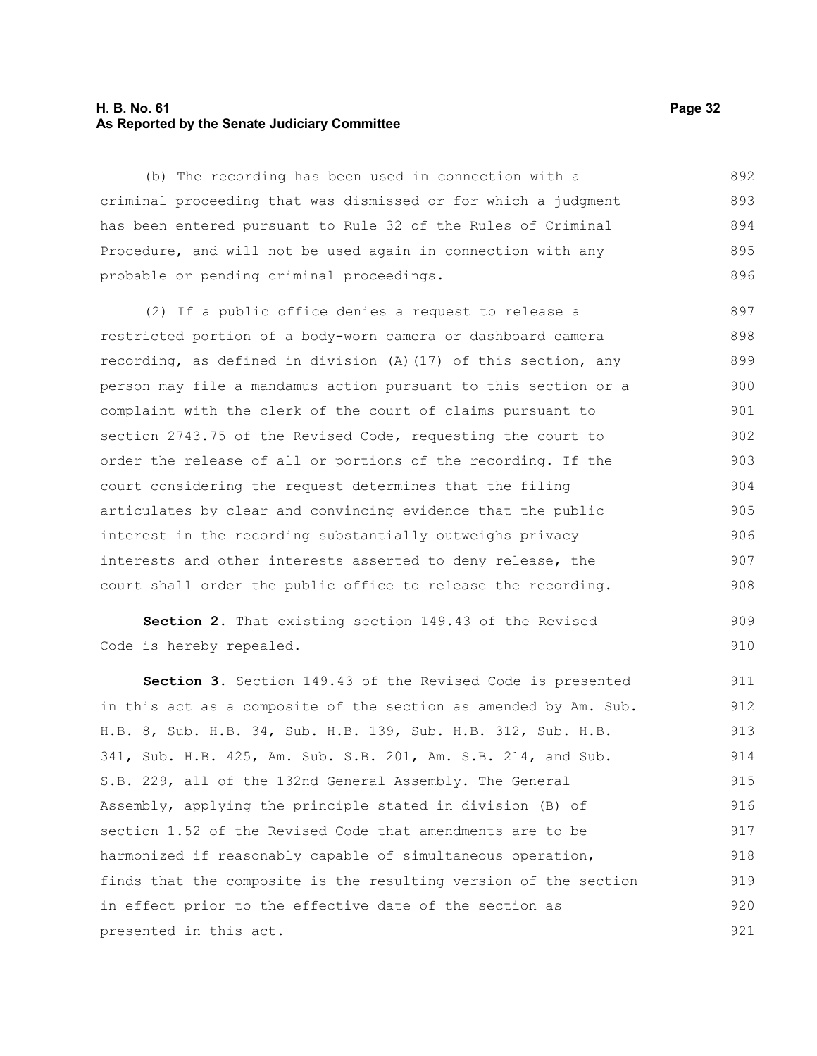(b) The recording has been used in connection with a criminal proceeding that was dismissed or for which a judgment has been entered pursuant to Rule 32 of the Rules of Criminal Procedure, and will not be used again in connection with any probable or pending criminal proceedings.

(2) If a public office denies a request to release a restricted portion of a body-worn camera or dashboard camera recording, as defined in division (A)(17) of this section, any person may file a mandamus action pursuant to this section or a complaint with the clerk of the court of claims pursuant to section 2743.75 of the Revised Code, requesting the court to order the release of all or portions of the recording. If the court considering the request determines that the filing articulates by clear and convincing evidence that the public interest in the recording substantially outweighs privacy interests and other interests asserted to deny release, the court shall order the public office to release the recording.

**Section 2.** That existing section 149.43 of the Revised Code is hereby repealed.

**Section 3.** Section 149.43 of the Revised Code is presented in this act as a composite of the section as amended by Am. Sub. H.B. 8, Sub. H.B. 34, Sub. H.B. 139, Sub. H.B. 312, Sub. H.B. 341, Sub. H.B. 425, Am. Sub. S.B. 201, Am. S.B. 214, and Sub. S.B. 229, all of the 132nd General Assembly. The General Assembly, applying the principle stated in division (B) of section 1.52 of the Revised Code that amendments are to be harmonized if reasonably capable of simultaneous operation, finds that the composite is the resulting version of the section in effect prior to the effective date of the section as presented in this act.